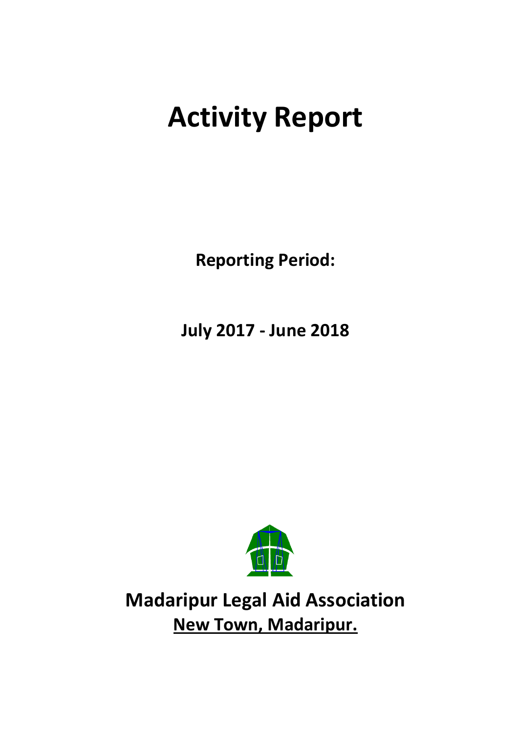# Activity Report

**Reporting Period:**

**July 2017 - June 2018**

**Madaripur Legal Aid Association**

**New Town, Madaripur.**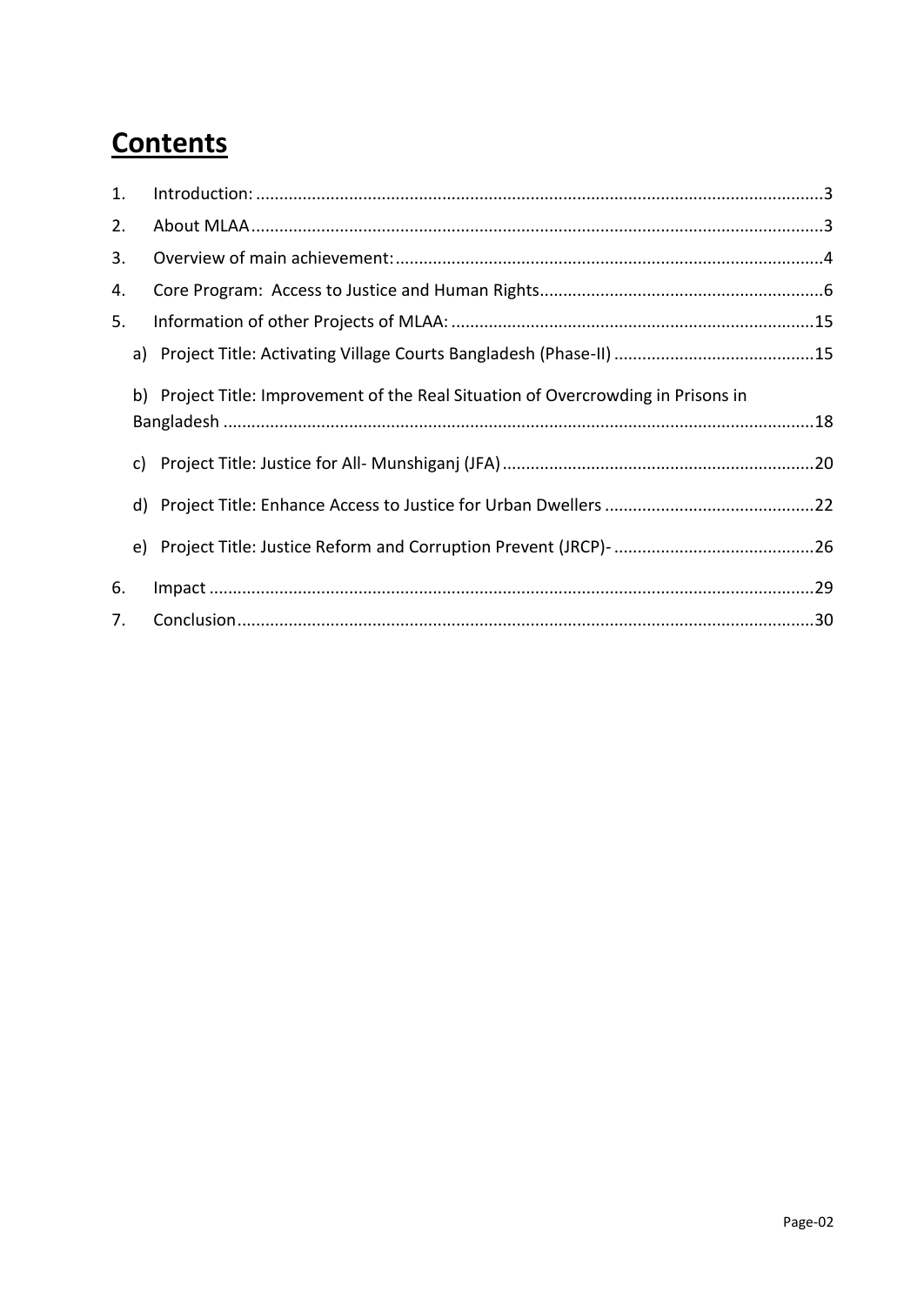# Contents

1. Introduction: ....................................................................................................................3
2. About MLAA......................................................................................................................3
3. Overview of main achievement:..........................................................................................4
4. Core Program: Access to Justice and Human Rights...........................................................6
5. Information of other Projects of MLAA: ............................................................................15
   a) Project Title: Activating Village Courts Bangladesh (Phase-II) ..........................................15
   b) Project Title: Improvement of the Real Situation of Overcrowding in Prisons in Bangladesh ............................................................................................................................18
   c) Project Title: Justice for All- Munshiganj (JFA) .................................................................20
   d) Project Title: Enhance Access to Justice for Urban Dwellers ............................................22
   e) Project Title: Justice Reform and Corruption Prevent (JRCP)- ..........................................26
6. Impact ...............................................................................................................................29
7. Conclusion.........................................................................................................................30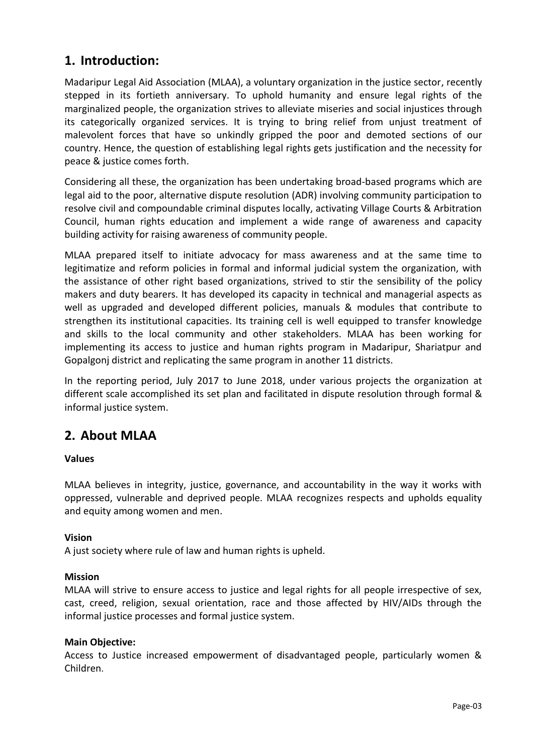## 1. Introduction:

Madaripur Legal Aid Association (MLAA), a voluntary organization in the justice sector, recently stepped in its fortieth anniversary. To uphold humanity and ensure legal rights of the marginalized people, the organization strives to alleviate miseries and social injustices through its categorically organized services. It is trying to bring relief from unjust treatment of malevolent forces that have so unkindly gripped the poor and demoted sections of our country. Hence, the question of establishing legal rights gets justification and the necessity for peace & justice comes forth.

Considering all these, the organization has been undertaking broad-based programs which are legal aid to the poor, alternative dispute resolution (ADR) involving community participation to resolve civil and compoundable criminal disputes locally, activating Village Courts & Arbitration Council, human rights education and implement a wide range of awareness and capacity building activity for raising awareness of community people.

MLAA prepared itself to initiate advocacy for mass awareness and at the same time to legitimize and reform policies in formal and informal judicial system the organization, with the assistance of other right based organizations, strived to stir the sensibility of the policy makers and duty bearers. It has developed its capacity in technical and managerial aspects as well as upgraded and developed different policies, manuals & modules that contribute to strengthen its institutional capacities. Its training cell is well equipped to transfer knowledge and skills to the local community and other stakeholders. MLAA has been working for implementing its access to justice and human rights program in Madaripur, Shariatpur and Gopalgonj district and replicating the same program in another 11 districts.

In the reporting period, July 2017 to June 2018, under various projects the organization at different scale accomplished its set plan and facilitated in dispute resolution through formal & informal justice system.

## 2. About MLAA

**Values**

MLAA believes in integrity, justice, governance, and accountability in the way it works with oppressed, vulnerable and deprived people. MLAA recognizes respects and upholds equality and equity among women and men.

**Vision**

A just society where rule of law and human rights is upheld.

**Mission**

MLAA will strive to ensure access to justice and legal rights for all people irrespective of sex, cast, creed, religion, sexual orientation, race and those affected by HIV/AIDs through the informal justice processes and formal justice system.

**Main Objective:**

Access to Justice increased empowerment of disadvantaged people, particularly women & Children.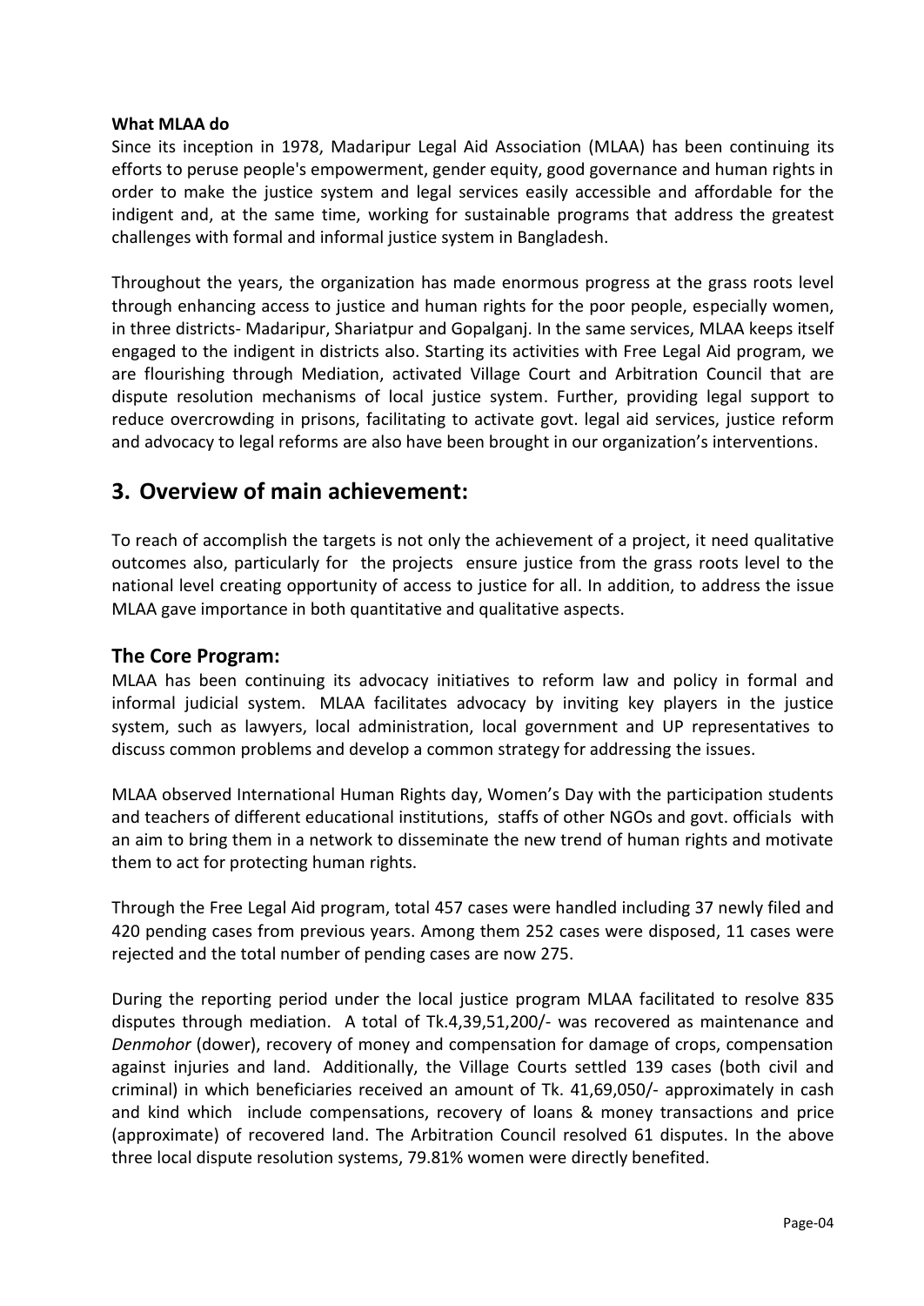**What MLAA do**

Since its inception in 1978, Madaripur Legal Aid Association (MLAA) has been continuing its efforts to peruse people's empowerment, gender equity, good governance and human rights in order to make the justice system and legal services easily accessible and affordable for the indigent and, at the same time, working for sustainable programs that address the greatest challenges with formal and informal justice system in Bangladesh.

Throughout the years, the organization has made enormous progress at the grass roots level through enhancing access to justice and human rights for the poor people, especially women, in three districts- Madaripur, Shariatpur and Gopalganj. In the same services, MLAA keeps itself engaged to the indigent in districts also. Starting its activities with Free Legal Aid program, we are flourishing through Mediation, activated Village Court and Arbitration Council that are dispute resolution mechanisms of local justice system. Further, providing legal support to reduce overcrowding in prisons, facilitating to activate govt. legal aid services, justice reform and advocacy to legal reforms are also have been brought in our organization's interventions.

## 3. Overview of main achievement:

To reach of accomplish the targets is not only the achievement of a project, it need qualitative outcomes also, particularly for the projects ensure justice from the grass roots level to the national level creating opportunity of access to justice for all. In addition, to address the issue MLAA gave importance in both quantitative and qualitative aspects.

### The Core Program:

MLAA has been continuing its advocacy initiatives to reform law and policy in formal and informal judicial system. MLAA facilitates advocacy by inviting key players in the justice system, such as lawyers, local administration, local government and UP representatives to discuss common problems and develop a common strategy for addressing the issues.

MLAA observed International Human Rights day, Women's Day with the participation students and teachers of different educational institutions, staffs of other NGOs and govt. officials with an aim to bring them in a network to disseminate the new trend of human rights and motivate them to act for protecting human rights.

Through the Free Legal Aid program, total 457 cases were handled including 37 newly filed and 420 pending cases from previous years. Among them 252 cases were disposed, 11 cases were rejected and the total number of pending cases are now 275.

During the reporting period under the local justice program MLAA facilitated to resolve 835 disputes through mediation. A total of Tk.4,39,51,200/- was recovered as maintenance and *Denmohor* (dower), recovery of money and compensation for damage of crops, compensation against injuries and land. Additionally, the Village Courts settled 139 cases (both civil and criminal) in which beneficiaries received an amount of Tk. 41,69,050/- approximately in cash and kind which include compensations, recovery of loans & money transactions and price (approximate) of recovered land. The Arbitration Council resolved 61 disputes. In the above three local dispute resolution systems, 79.81% women were directly benefited.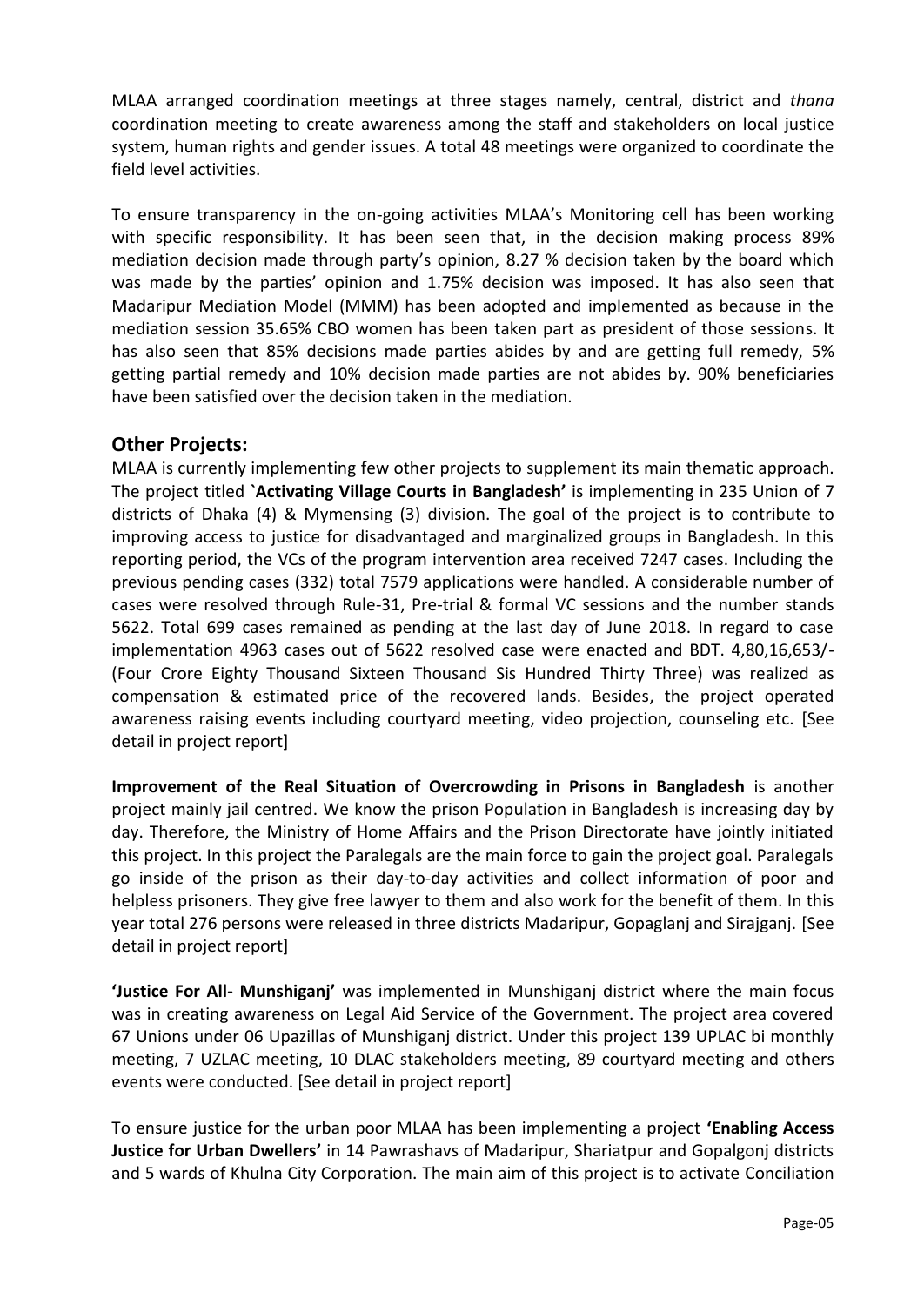MLAA arranged coordination meetings at three stages namely, central, district and *thana* coordination meeting to create awareness among the staff and stakeholders on local justice system, human rights and gender issues. A total 48 meetings were organized to coordinate the field level activities.

To ensure transparency in the on-going activities MLAA's Monitoring cell has been working with specific responsibility. It has been seen that, in the decision making process 89% mediation decision made through party's opinion, 8.27 % decision taken by the board which was made by the parties' opinion and 1.75% decision was imposed. It has also seen that Madaripur Mediation Model (MMM) has been adopted and implemented as because in the mediation session 35.65% CBO women has been taken part as president of those sessions. It has also seen that 85% decisions made parties abides by and are getting full remedy, 5% getting partial remedy and 10% decision made parties are not abides by. 90% beneficiaries have been satisfied over the decision taken in the mediation.

## Other Projects:

MLAA is currently implementing few other projects to supplement its main thematic approach. The project titled **`Activating Village Courts in Bangladesh'** is implementing in 235 Union of 7 districts of Dhaka (4) & Mymensing (3) division. The goal of the project is to contribute to improving access to justice for disadvantaged and marginalized groups in Bangladesh. In this reporting period, the VCs of the program intervention area received 7247 cases. Including the previous pending cases (332) total 7579 applications were handled. A considerable number of cases were resolved through Rule-31, Pre-trial & formal VC sessions and the number stands 5622. Total 699 cases remained as pending at the last day of June 2018. In regard to case implementation 4963 cases out of 5622 resolved case were enacted and BDT. 4,80,16,653/- (Four Crore Eighty Thousand Sixteen Thousand Sis Hundred Thirty Three) was realized as compensation & estimated price of the recovered lands. Besides, the project operated awareness raising events including courtyard meeting, video projection, counseling etc. [See detail in project report]

**Improvement of the Real Situation of Overcrowding in Prisons in Bangladesh** is another project mainly jail centred. We know the prison Population in Bangladesh is increasing day by day. Therefore, the Ministry of Home Affairs and the Prison Directorate have jointly initiated this project. In this project the Paralegals are the main force to gain the project goal. Paralegals go inside of the prison as their day-to-day activities and collect information of poor and helpless prisoners. They give free lawyer to them and also work for the benefit of them. In this year total 276 persons were released in three districts Madaripur, Gopaglanj and Sirajganj. [See detail in project report]

**'Justice For All- Munshiganj'** was implemented in Munshiganj district where the main focus was in creating awareness on Legal Aid Service of the Government. The project area covered 67 Unions under 06 Upazillas of Munshiganj district. Under this project 139 UPLAC bi monthly meeting, 7 UZLAC meeting, 10 DLAC stakeholders meeting, 89 courtyard meeting and others events were conducted. [See detail in project report]

To ensure justice for the urban poor MLAA has been implementing a project **'Enabling Access Justice for Urban Dwellers'** in 14 Pawrashavs of Madaripur, Shariatpur and Gopalgonj districts and 5 wards of Khulna City Corporation. The main aim of this project is to activate Conciliation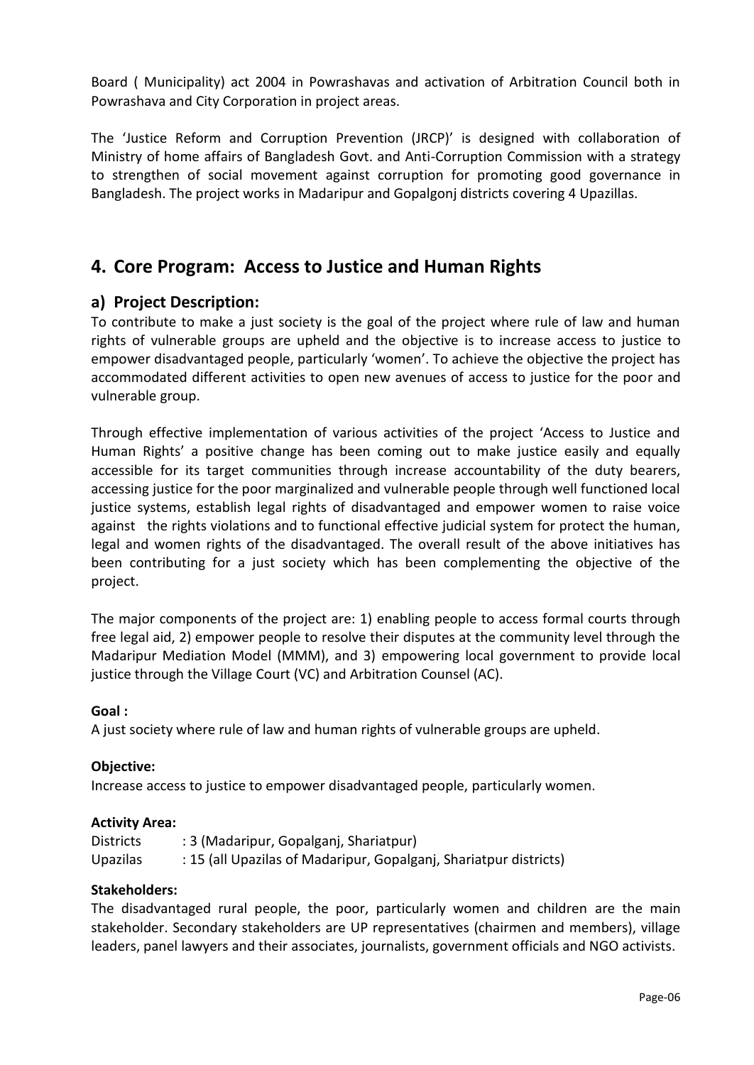Board ( Municipality) act 2004 in Powrashavas and activation of Arbitration Council both in Powrashava and City Corporation in project areas.

The 'Justice Reform and Corruption Prevention (JRCP)' is designed with collaboration of Ministry of home affairs of Bangladesh Govt. and Anti-Corruption Commission with a strategy to strengthen of social movement against corruption for promoting good governance in Bangladesh. The project works in Madaripur and Gopalgonj districts covering 4 Upazillas.

## 4. Core Program: Access to Justice and Human Rights

### a) Project Description:

To contribute to make a just society is the goal of the project where rule of law and human rights of vulnerable groups are upheld and the objective is to increase access to justice to empower disadvantaged people, particularly 'women'. To achieve the objective the project has accommodated different activities to open new avenues of access to justice for the poor and vulnerable group.

Through effective implementation of various activities of the project 'Access to Justice and Human Rights' a positive change has been coming out to make justice easily and equally accessible for its target communities through increase accountability of the duty bearers, accessing justice for the poor marginalized and vulnerable people through well functioned local justice systems, establish legal rights of disadvantaged and empower women to raise voice against the rights violations and to functional effective judicial system for protect the human, legal and women rights of the disadvantaged. The overall result of the above initiatives has been contributing for a just society which has been complementing the objective of the project.

The major components of the project are: 1) enabling people to access formal courts through free legal aid, 2) empower people to resolve their disputes at the community level through the Madaripur Mediation Model (MMM), and 3) empowering local government to provide local justice through the Village Court (VC) and Arbitration Counsel (AC).

**Goal :**

A just society where rule of law and human rights of vulnerable groups are upheld.

**Objective:**

Increase access to justice to empower disadvantaged people, particularly women.

**Activity Area:**

Districts : 3 (Madaripur, Gopalganj, Shariatpur)
Upazilas : 15 (all Upazilas of Madaripur, Gopalganj, Shariatpur districts)

**Stakeholders:**

The disadvantaged rural people, the poor, particularly women and children are the main stakeholder. Secondary stakeholders are UP representatives (chairmen and members), village leaders, panel lawyers and their associates, journalists, government officials and NGO activists.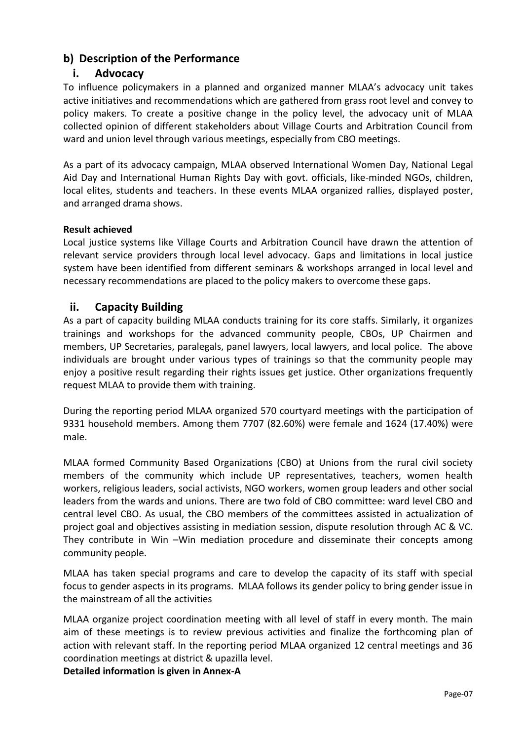## b) Description of the Performance

### i. Advocacy

To influence policymakers in a planned and organized manner MLAA's advocacy unit takes active initiatives and recommendations which are gathered from grass root level and convey to policy makers. To create a positive change in the policy level, the advocacy unit of MLAA collected opinion of different stakeholders about Village Courts and Arbitration Council from ward and union level through various meetings, especially from CBO meetings.

As a part of its advocacy campaign, MLAA observed International Women Day, National Legal Aid Day and International Human Rights Day with govt. officials, like-minded NGOs, children, local elites, students and teachers. In these events MLAA organized rallies, displayed poster, and arranged drama shows.

**Result achieved**

Local justice systems like Village Courts and Arbitration Council have drawn the attention of relevant service providers through local level advocacy. Gaps and limitations in local justice system have been identified from different seminars & workshops arranged in local level and necessary recommendations are placed to the policy makers to overcome these gaps.

### ii. Capacity Building

As a part of capacity building MLAA conducts training for its core staffs. Similarly, it organizes trainings and workshops for the advanced community people, CBOs, UP Chairmen and members, UP Secretaries, paralegals, panel lawyers, local lawyers, and local police. The above individuals are brought under various types of trainings so that the community people may enjoy a positive result regarding their rights issues get justice. Other organizations frequently request MLAA to provide them with training.

During the reporting period MLAA organized 570 courtyard meetings with the participation of 9331 household members. Among them 7707 (82.60%) were female and 1624 (17.40%) were male.

MLAA formed Community Based Organizations (CBO) at Unions from the rural civil society members of the community which include UP representatives, teachers, women health workers, religious leaders, social activists, NGO workers, women group leaders and other social leaders from the wards and unions. There are two fold of CBO committee: ward level CBO and central level CBO. As usual, the CBO members of the committees assisted in actualization of project goal and objectives assisting in mediation session, dispute resolution through AC & VC. They contribute in Win –Win mediation procedure and disseminate their concepts among community people.

MLAA has taken special programs and care to develop the capacity of its staff with special focus to gender aspects in its programs. MLAA follows its gender policy to bring gender issue in the mainstream of all the activities

MLAA organize project coordination meeting with all level of staff in every month. The main aim of these meetings is to review previous activities and finalize the forthcoming plan of action with relevant staff. In the reporting period MLAA organized 12 central meetings and 36 coordination meetings at district & upazilla level.

**Detailed information is given in Annex-A**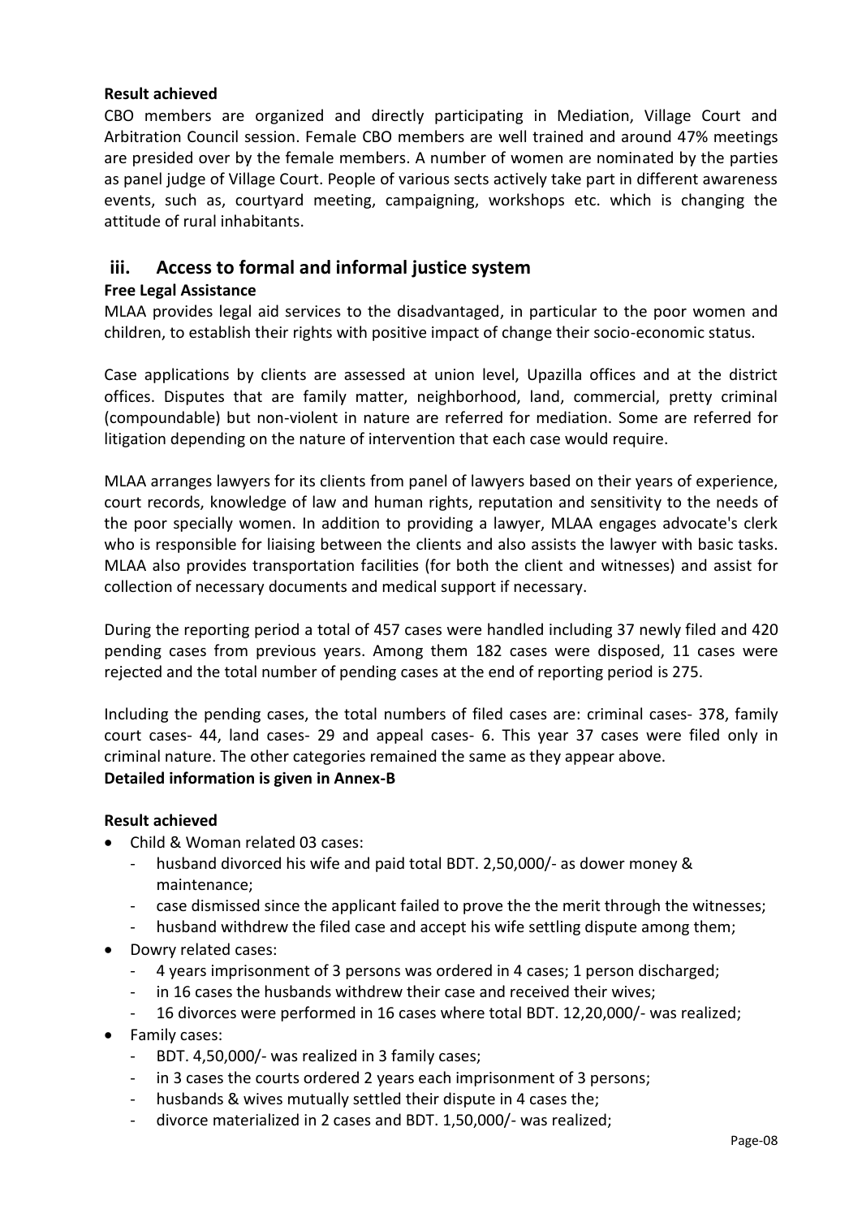**Result achieved**

CBO members are organized and directly participating in Mediation, Village Court and Arbitration Council session. Female CBO members are well trained and around 47% meetings are presided over by the female members. A number of women are nominated by the parties as panel judge of Village Court. People of various sects actively take part in different awareness events, such as, courtyard meeting, campaigning, workshops etc. which is changing the attitude of rural inhabitants.

## iii. Access to formal and informal justice system

**Free Legal Assistance**

MLAA provides legal aid services to the disadvantaged, in particular to the poor women and children, to establish their rights with positive impact of change their socio-economic status.

Case applications by clients are assessed at union level, Upazilla offices and at the district offices. Disputes that are family matter, neighborhood, land, commercial, pretty criminal (compoundable) but non-violent in nature are referred for mediation. Some are referred for litigation depending on the nature of intervention that each case would require.

MLAA arranges lawyers for its clients from panel of lawyers based on their years of experience, court records, knowledge of law and human rights, reputation and sensitivity to the needs of the poor specially women. In addition to providing a lawyer, MLAA engages advocate's clerk who is responsible for liaising between the clients and also assists the lawyer with basic tasks. MLAA also provides transportation facilities (for both the client and witnesses) and assist for collection of necessary documents and medical support if necessary.

During the reporting period a total of 457 cases were handled including 37 newly filed and 420 pending cases from previous years. Among them 182 cases were disposed, 11 cases were rejected and the total number of pending cases at the end of reporting period is 275.

Including the pending cases, the total numbers of filed cases are: criminal cases- 378, family court cases- 44, land cases- 29 and appeal cases- 6. This year 37 cases were filed only in criminal nature. The other categories remained the same as they appear above.

**Detailed information is given in Annex-B**

**Result achieved**

- Child & Woman related 03 cases:
  - husband divorced his wife and paid total BDT. 2,50,000/- as dower money & maintenance;
  - case dismissed since the applicant failed to prove the the merit through the witnesses;
  - husband withdrew the filed case and accept his wife settling dispute among them;
- Dowry related cases:
  - 4 years imprisonment of 3 persons was ordered in 4 cases; 1 person discharged;
  - in 16 cases the husbands withdrew their case and received their wives;
  - 16 divorces were performed in 16 cases where total BDT. 12,20,000/- was realized;
- Family cases:
  - BDT. 4,50,000/- was realized in 3 family cases;
  - in 3 cases the courts ordered 2 years each imprisonment of 3 persons;
  - husbands & wives mutually settled their dispute in 4 cases the;
  - divorce materialized in 2 cases and BDT. 1,50,000/- was realized;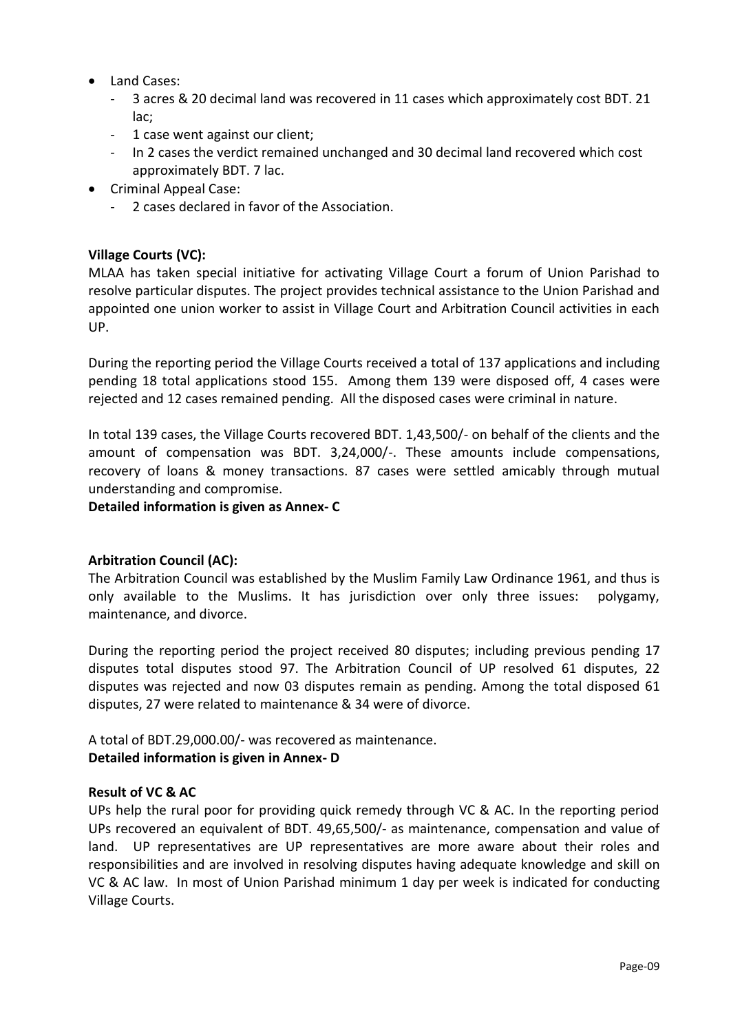- Land Cases:
  - 3 acres & 20 decimal land was recovered in 11 cases which approximately cost BDT. 21 lac;
  - 1 case went against our client;
  - In 2 cases the verdict remained unchanged and 30 decimal land recovered which cost approximately BDT. 7 lac.
- Criminal Appeal Case:
  - 2 cases declared in favor of the Association.

**Village Courts (VC):**

MLAA has taken special initiative for activating Village Court a forum of Union Parishad to resolve particular disputes. The project provides technical assistance to the Union Parishad and appointed one union worker to assist in Village Court and Arbitration Council activities in each UP.

During the reporting period the Village Courts received a total of 137 applications and including pending 18 total applications stood 155. Among them 139 were disposed off, 4 cases were rejected and 12 cases remained pending. All the disposed cases were criminal in nature.

In total 139 cases, the Village Courts recovered BDT. 1,43,500/- on behalf of the clients and the amount of compensation was BDT. 3,24,000/-. These amounts include compensations, recovery of loans & money transactions. 87 cases were settled amicably through mutual understanding and compromise.

**Detailed information is given as Annex- C**

**Arbitration Council (AC):**

The Arbitration Council was established by the Muslim Family Law Ordinance 1961, and thus is only available to the Muslims. It has jurisdiction over only three issues: polygamy, maintenance, and divorce.

During the reporting period the project received 80 disputes; including previous pending 17 disputes total disputes stood 97. The Arbitration Council of UP resolved 61 disputes, 22 disputes was rejected and now 03 disputes remain as pending. Among the total disposed 61 disputes, 27 were related to maintenance & 34 were of divorce.

A total of BDT.29,000.00/- was recovered as maintenance.

**Detailed information is given in Annex- D**

**Result of VC & AC**

UPs help the rural poor for providing quick remedy through VC & AC. In the reporting period UPs recovered an equivalent of BDT. 49,65,500/- as maintenance, compensation and value of land. UP representatives are UP representatives are more aware about their roles and responsibilities and are involved in resolving disputes having adequate knowledge and skill on VC & AC law. In most of Union Parishad minimum 1 day per week is indicated for conducting Village Courts.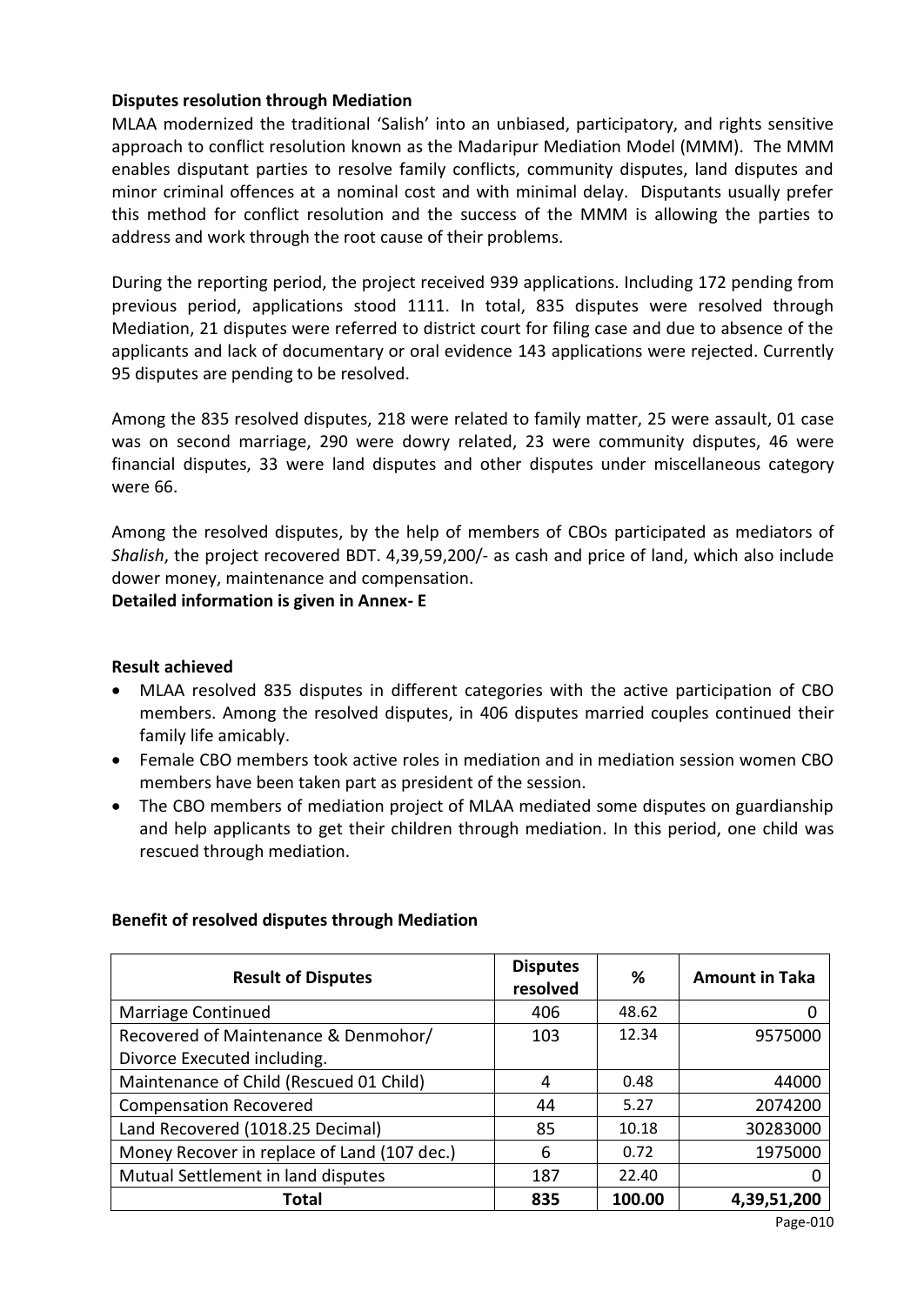**Disputes resolution through Mediation**

MLAA modernized the traditional 'Salish' into an unbiased, participatory, and rights sensitive approach to conflict resolution known as the Madaripur Mediation Model (MMM). The MMM enables disputant parties to resolve family conflicts, community disputes, land disputes and minor criminal offences at a nominal cost and with minimal delay. Disputants usually prefer this method for conflict resolution and the success of the MMM is allowing the parties to address and work through the root cause of their problems.

During the reporting period, the project received 939 applications. Including 172 pending from previous period, applications stood 1111. In total, 835 disputes were resolved through Mediation, 21 disputes were referred to district court for filing case and due to absence of the applicants and lack of documentary or oral evidence 143 applications were rejected. Currently 95 disputes are pending to be resolved.

Among the 835 resolved disputes, 218 were related to family matter, 25 were assault, 01 case was on second marriage, 290 were dowry related, 23 were community disputes, 46 were financial disputes, 33 were land disputes and other disputes under miscellaneous category were 66.

Among the resolved disputes, by the help of members of CBOs participated as mediators of *Shalish*, the project recovered BDT. 4,39,59,200/- as cash and price of land, which also include dower money, maintenance and compensation.

**Detailed information is given in Annex- E**

**Result achieved**

- MLAA resolved 835 disputes in different categories with the active participation of CBO members. Among the resolved disputes, in 406 disputes married couples continued their family life amicably.
- Female CBO members took active roles in mediation and in mediation session women CBO members have been taken part as president of the session.
- The CBO members of mediation project of MLAA mediated some disputes on guardianship and help applicants to get their children through mediation. In this period, one child was rescued through mediation.

**Benefit of resolved disputes through Mediation**

| Result of Disputes | Disputes resolved | % | Amount in Taka |
|---|---|---|---|
| Marriage Continued | 406 | 48.62 | 0 |
| Recovered of Maintenance & Denmohor/ Divorce Executed including. | 103 | 12.34 | 9575000 |
| Maintenance of Child (Rescued 01 Child) | 4 | 0.48 | 44000 |
| Compensation Recovered | 44 | 5.27 | 2074200 |
| Land Recovered (1018.25 Decimal) | 85 | 10.18 | 30283000 |
| Money Recover in replace of Land (107 dec.) | 6 | 0.72 | 1975000 |
| Mutual Settlement in land disputes | 187 | 22.40 | 0 |
| **Total** | **835** | **100.00** | **4,39,51,200** |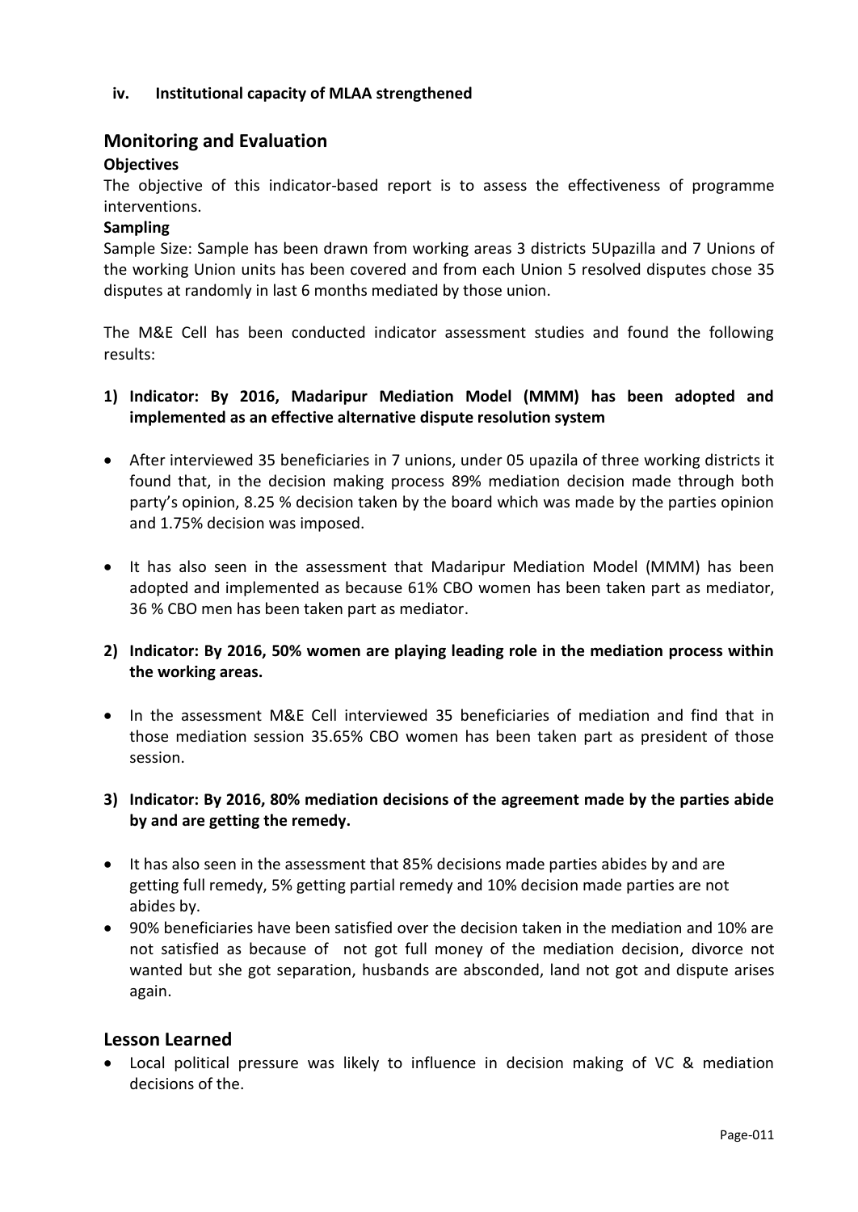**iv. Institutional capacity of MLAA strengthened**

## Monitoring and Evaluation

**Objectives**

The objective of this indicator-based report is to assess the effectiveness of programme interventions.

**Sampling**

Sample Size: Sample has been drawn from working areas 3 districts 5Upazilla and 7 Unions of the working Union units has been covered and from each Union 5 resolved disputes chose 35 disputes at randomly in last 6 months mediated by those union.

The M&E Cell has been conducted indicator assessment studies and found the following results:

**1) Indicator: By 2016, Madaripur Mediation Model (MMM) has been adopted and implemented as an effective alternative dispute resolution system**

- After interviewed 35 beneficiaries in 7 unions, under 05 upazila of three working districts it found that, in the decision making process 89% mediation decision made through both party's opinion, 8.25 % decision taken by the board which was made by the parties opinion and 1.75% decision was imposed.
- It has also seen in the assessment that Madaripur Mediation Model (MMM) has been adopted and implemented as because 61% CBO women has been taken part as mediator, 36 % CBO men has been taken part as mediator.

**2) Indicator: By 2016, 50% women are playing leading role in the mediation process within the working areas.**

- In the assessment M&E Cell interviewed 35 beneficiaries of mediation and find that in those mediation session 35.65% CBO women has been taken part as president of those session.

**3) Indicator: By 2016, 80% mediation decisions of the agreement made by the parties abide by and are getting the remedy.**

- It has also seen in the assessment that 85% decisions made parties abides by and are getting full remedy, 5% getting partial remedy and 10% decision made parties are not abides by.
- 90% beneficiaries have been satisfied over the decision taken in the mediation and 10% are not satisfied as because of not got full money of the mediation decision, divorce not wanted but she got separation, husbands are absconded, land not got and dispute arises again.

## Lesson Learned

- Local political pressure was likely to influence in decision making of VC & mediation decisions of the.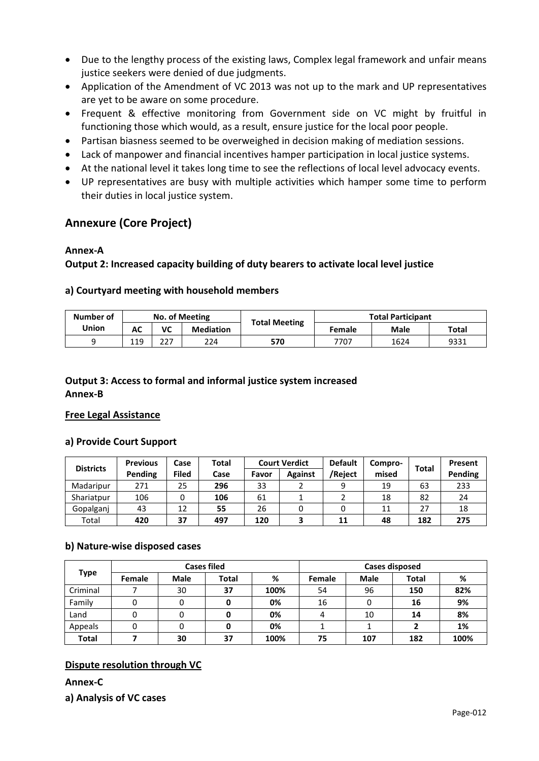- Due to the lengthy process of the existing laws, Complex legal framework and unfair means justice seekers were denied of due judgments.
- Application of the Amendment of VC 2013 was not up to the mark and UP representatives are yet to be aware on some procedure.
- Frequent & effective monitoring from Government side on VC might by fruitful in functioning those which would, as a result, ensure justice for the local poor people.
- Partisan biasness seemed to be overweighed in decision making of mediation sessions.
- Lack of manpower and financial incentives hamper participation in local justice systems.
- At the national level it takes long time to see the reflections of local level advocacy events.
- UP representatives are busy with multiple activities which hamper some time to perform their duties in local justice system.

## Annexure (Core Project)

**Annex-A**

**Output 2: Increased capacity building of duty bearers to activate local level justice**

### a) Courtyard meeting with household members

| Number of Union | No. of Meeting | | | Total Meeting | Total Participant | | |
|---|---|---|---|---|---|---|---|
| | AC | VC | Mediation | | Female | Male | Total |
| 9 | 119 | 227 | 224 | **570** | 7707 | 1624 | 9331 |

**Output 3: Access to formal and informal justice system increased**
**Annex-B**

**Free Legal Assistance**

### a) Provide Court Support

| Districts | Previous Pending | Case Filed | Total Case | Court Verdict | | Default /Reject | Compro-mised | Total | Present Pending |
|---|---|---|---|---|---|---|---|---|---|
| | | | | Favor | Against | | | | |
| Madaripur | 271 | 25 | **296** | 33 | 2 | 9 | 19 | 63 | 233 |
| Shariatpur | 106 | 0 | **106** | 61 | 1 | 2 | 18 | 82 | 24 |
| Gopalganj | 43 | 12 | **55** | 26 | 0 | 0 | 11 | 27 | 18 |
| Total | **420** | **37** | **497** | **120** | **3** | **11** | **48** | **182** | **275** |

### b) Nature-wise disposed cases

| Type | Cases filed | | | | Cases disposed | | | |
|---|---|---|---|---|---|---|---|---|
| | Female | Male | Total | % | Female | Male | Total | % |
| Criminal | 7 | 30 | **37** | **100%** | 54 | 96 | **150** | **82%** |
| Family | 0 | 0 | **0** | **0%** | 16 | 0 | **16** | **9%** |
| Land | 0 | 0 | **0** | **0%** | 4 | 10 | **14** | **8%** |
| Appeals | 0 | 0 | **0** | **0%** | 1 | 1 | **2** | **1%** |
| **Total** | **7** | **30** | **37** | **100%** | **75** | **107** | **182** | **100%** |

**Dispute resolution through VC**

**Annex-C**

**a) Analysis of VC cases**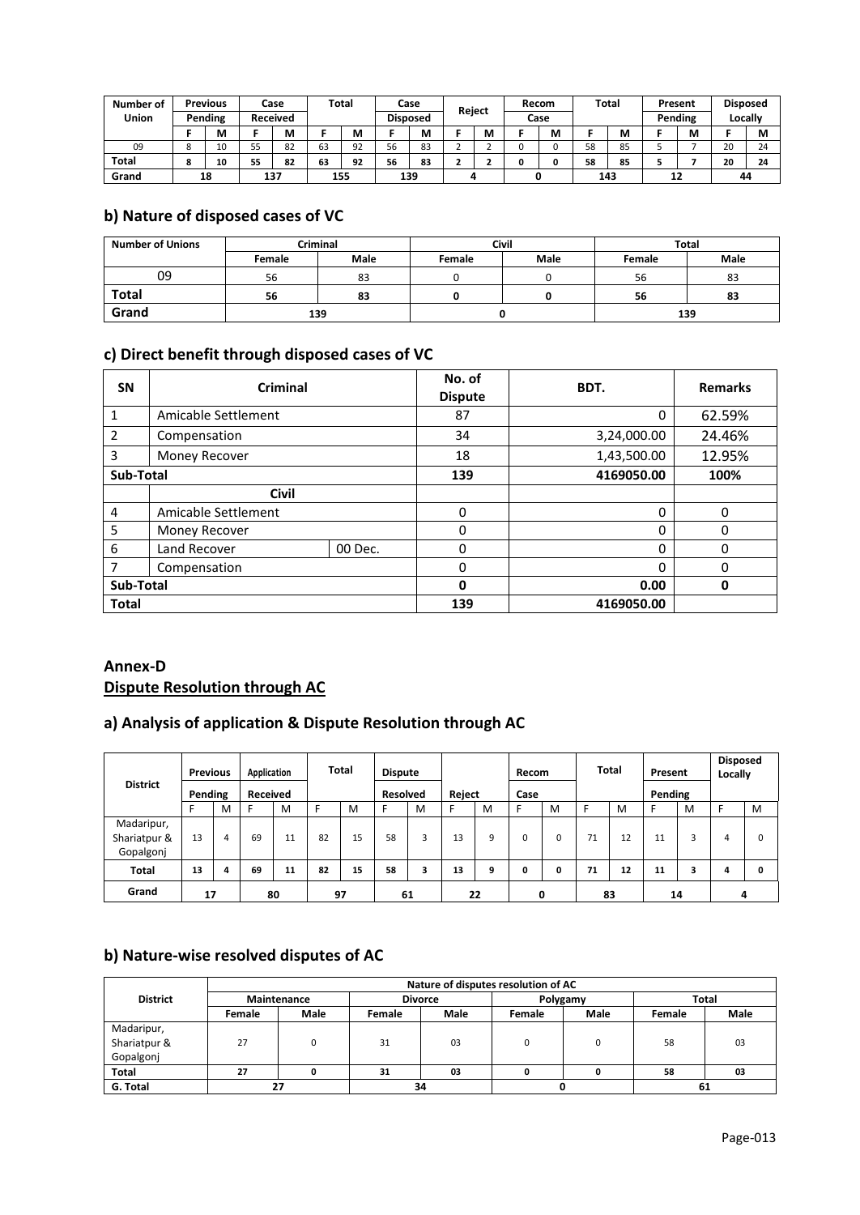| Number of Union | Previous Pending | | Case Received | | Total | | Case Disposed | | Reject | | Recom Case | | Total | | Present Pending | | Disposed Locally | |
|---|---|---|---|---|---|---|---|---|---|---|---|---|---|---|---|---|---|---|
| | F | M | F | M | F | M | F | M | F | M | F | M | F | M | F | M | F | M |
| 09 | 8 | 10 | 55 | 82 | 63 | 92 | 56 | 83 | 2 | 2 | 0 | 0 | 58 | 85 | 5 | 7 | 20 | 24 |
| **Total** | **8** | **10** | **55** | **82** | **63** | **92** | **56** | **83** | **2** | **2** | **0** | **0** | **58** | **85** | **5** | **7** | **20** | **24** |
| **Grand** | **18** | | **137** | | **155** | | **139** | | **4** | | **0** | | **143** | | **12** | | **44** | |

## b) Nature of disposed cases of VC

| Number of Unions | Criminal | | Civil | | Total | |
|---|---|---|---|---|---|---|
| | Female | Male | Female | Male | Female | Male |
| 09 | 56 | 83 | 0 | 0 | 56 | 83 |
| **Total** | **56** | **83** | **0** | **0** | **56** | **83** |
| **Grand** | **139** | | **0** | | **139** | |

## c) Direct benefit through disposed cases of VC

| SN | Criminal | | No. of Dispute | BDT. | Remarks |
|---|---|---|---|---|---|
| 1 | Amicable Settlement | | 87 | 0 | 62.59% |
| 2 | Compensation | | 34 | 3,24,000.00 | 24.46% |
| 3 | Money Recover | | 18 | 1,43,500.00 | 12.95% |
| **Sub-Total** | | | **139** | **4169050.00** | **100%** |
| | **Civil** | | | | |
| 4 | Amicable Settlement | | 0 | 0 | 0 |
| 5 | Money Recover | | 0 | 0 | 0 |
| 6 | Land Recover | 00 Dec. | 0 | 0 | 0 |
| 7 | Compensation | | 0 | 0 | 0 |
| **Sub-Total** | | | **0** | **0.00** | **0** |
| **Total** | | | **139** | **4169050.00** | |

## Annex-D
## Dispute Resolution through AC

## a) Analysis of application & Dispute Resolution through AC

| District | Previous Pending | | Application Received | | Total | | Dispute Resolved | | Reject | | Recom Case | | Total | | Present Pending | | Disposed Locally | |
|---|---|---|---|---|---|---|---|---|---|---|---|---|---|---|---|---|---|---|
| | F | M | F | M | F | M | F | M | F | M | F | M | F | M | F | M | F | M |
| Madaripur, Shariatpur & Gopalgonj | 13 | 4 | 69 | 11 | 82 | 15 | 58 | 3 | 13 | 9 | 0 | 0 | 71 | 12 | 11 | 3 | 4 | 0 |
| **Total** | **13** | **4** | **69** | **11** | **82** | **15** | **58** | **3** | **13** | **9** | **0** | **0** | **71** | **12** | **11** | **3** | **4** | **0** |
| **Grand** | **17** | | **80** | | **97** | | **61** | | **22** | | **0** | | **83** | | **14** | | **4** | |

## b) Nature-wise resolved disputes of AC

| District | Nature of disputes resolution of AC | | | | | | | |
|---|---|---|---|---|---|---|---|---|
| | Maintenance | | Divorce | | Polygamy | | Total | |
| | Female | Male | Female | Male | Female | Male | Female | Male |
| Madaripur, Shariatpur & Gopalgonj | 27 | 0 | 31 | 03 | 0 | 0 | 58 | 03 |
| **Total** | **27** | **0** | **31** | **03** | **0** | **0** | **58** | **03** |
| **G. Total** | **27** | | **34** | | **0** | | **61** | |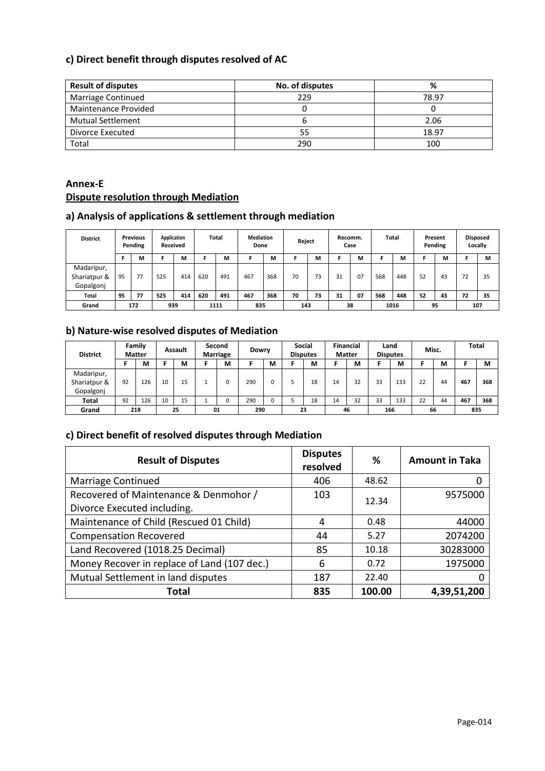### c) Direct benefit through disputes resolved of AC

| Result of disputes | No. of disputes | % |
|---|---|---|
| Marriage Continued | 229 | 78.97 |
| Maintenance Provided | 0 | 0 |
| Mutual Settlement | 6 | 2.06 |
| Divorce Executed | 55 | 18.97 |
| Total | 290 | 100 |

## Annex-E

## Dispute resolution through Mediation

### a) Analysis of applications & settlement through mediation

| District | Previous Pending | | Application Received | | Total | | Mediation Done | | Reject | | Recomm. Case | | Total | | Present Pending | | Disposed Locally | |
|---|---|---|---|---|---|---|---|---|---|---|---|---|---|---|---|---|---|---|
| | F | M | F | M | F | M | F | M | F | M | F | M | F | M | F | M | F | M |
| Madaripur, Shariatpur & Gopalgonj | 95 | 77 | 525 | 414 | 620 | 491 | 467 | 368 | 70 | 73 | 31 | 07 | 568 | 448 | 52 | 43 | 72 | 35 |
| **Total** | **95** | **77** | **525** | **414** | **620** | **491** | **467** | **368** | **70** | **73** | **31** | **07** | **568** | **448** | **52** | **43** | **72** | **35** |
| **Grand** | **172** | | **939** | | **1111** | | **835** | | **143** | | **38** | | **1016** | | **95** | | **107** | |

### b) Nature-wise resolved disputes of Mediation

| District | Family Matter | | Assault | | Second Marriage | | Dowry | | Social Disputes | | Financial Matter | | Land Disputes | | Misc. | | Total | |
|---|---|---|---|---|---|---|---|---|---|---|---|---|---|---|---|---|---|---|
| | F | M | F | M | F | M | F | M | F | M | F | M | F | M | F | M | F | M |
| Madaripur, Shariatpur & Gopalgonj | 92 | 126 | 10 | 15 | 1 | 0 | 290 | 0 | 5 | 18 | 14 | 32 | 33 | 133 | 22 | 44 | **467** | **368** |
| **Total** | 92 | 126 | 10 | 15 | 1 | 0 | 290 | 0 | 5 | 18 | 14 | 32 | 33 | 133 | 22 | 44 | **467** | **368** |
| **Grand** | **218** | | **25** | | **01** | | **290** | | **23** | | **46** | | **166** | | **66** | | **835** | |

### c) Direct benefit of resolved disputes through Mediation

| Result of Disputes | Disputes resolved | % | Amount in Taka |
|---|---|---|---|
| Marriage Continued | 406 | 48.62 | 0 |
| Recovered of Maintenance & Denmohor / Divorce Executed including. | 103 | 12.34 | 9575000 |
| Maintenance of Child (Rescued 01 Child) | 4 | 0.48 | 44000 |
| Compensation Recovered | 44 | 5.27 | 2074200 |
| Land Recovered (1018.25 Decimal) | 85 | 10.18 | 30283000 |
| Money Recover in replace of Land (107 dec.) | 6 | 0.72 | 1975000 |
| Mutual Settlement in land disputes | 187 | 22.40 | 0 |
| **Total** | **835** | **100.00** | **4,39,51,200** |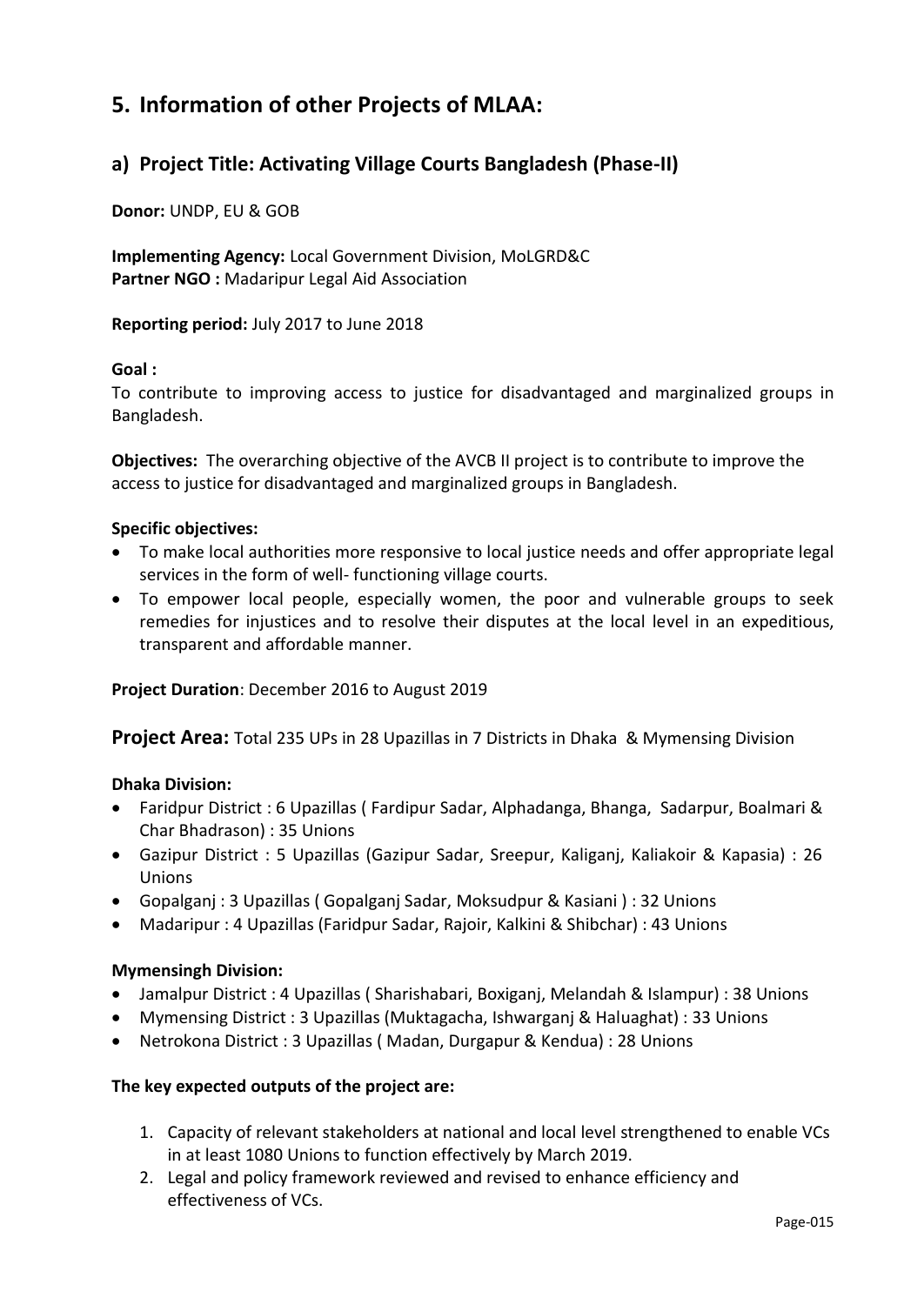## 5. Information of other Projects of MLAA:

### a) Project Title: Activating Village Courts Bangladesh (Phase-II)

**Donor:** UNDP, EU & GOB

**Implementing Agency:** Local Government Division, MoLGRD&C
**Partner NGO :** Madaripur Legal Aid Association

**Reporting period:** July 2017 to June 2018

**Goal :**
To contribute to improving access to justice for disadvantaged and marginalized groups in Bangladesh.

**Objectives:** The overarching objective of the AVCB II project is to contribute to improve the access to justice for disadvantaged and marginalized groups in Bangladesh.

**Specific objectives:**

- To make local authorities more responsive to local justice needs and offer appropriate legal services in the form of well- functioning village courts.
- To empower local people, especially women, the poor and vulnerable groups to seek remedies for injustices and to resolve their disputes at the local level in an expeditious, transparent and affordable manner.

**Project Duration**: December 2016 to August 2019

**Project Area:** Total 235 UPs in 28 Upazillas in 7 Districts in Dhaka & Mymensing Division

**Dhaka Division:**

- Faridpur District : 6 Upazillas ( Fardipur Sadar, Alphadanga, Bhanga, Sadarpur, Boalmari & Char Bhadrason) : 35 Unions
- Gazipur District : 5 Upazillas (Gazipur Sadar, Sreepur, Kaliganj, Kaliakoir & Kapasia) : 26 Unions
- Gopalganj : 3 Upazillas ( Gopalganj Sadar, Moksudpur & Kasiani ) : 32 Unions
- Madaripur : 4 Upazillas (Faridpur Sadar, Rajoir, Kalkini & Shibchar) : 43 Unions

**Mymensingh Division:**

- Jamalpur District : 4 Upazillas ( Sharishabari, Boxiganj, Melandah & Islampur) : 38 Unions
- Mymensing District : 3 Upazillas (Muktagacha, Ishwarganj & Haluaghat) : 33 Unions
- Netrokona District : 3 Upazillas ( Madan, Durgapur & Kendua) : 28 Unions

**The key expected outputs of the project are:**

1. Capacity of relevant stakeholders at national and local level strengthened to enable VCs in at least 1080 Unions to function effectively by March 2019.
2. Legal and policy framework reviewed and revised to enhance efficiency and effectiveness of VCs.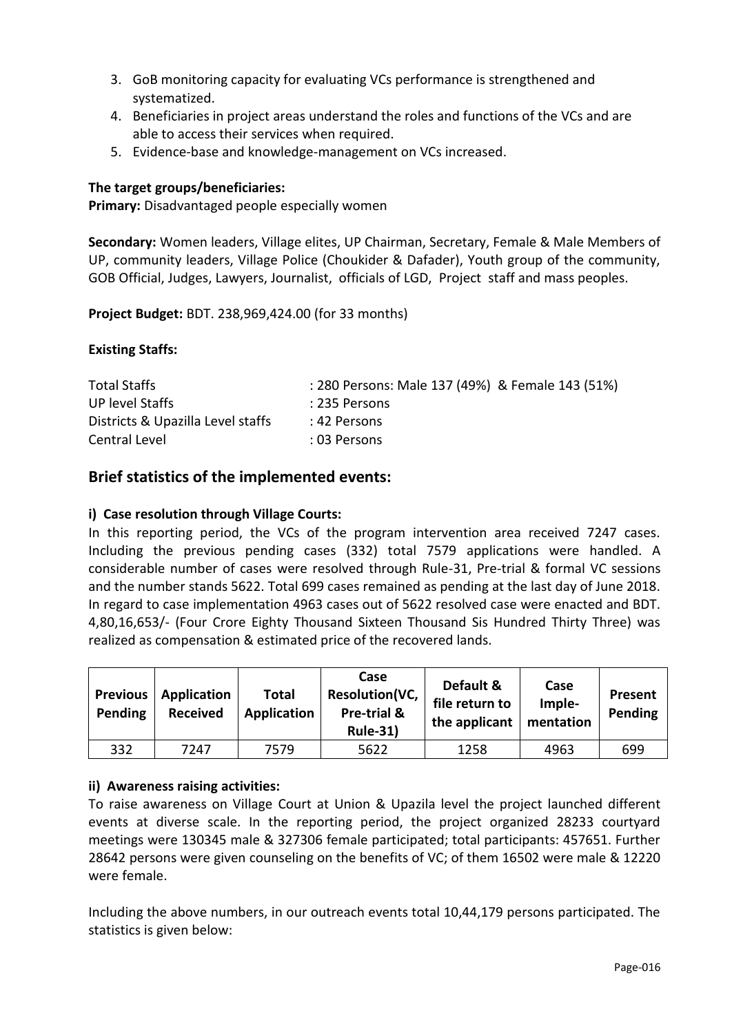3. GoB monitoring capacity for evaluating VCs performance is strengthened and systematized.
4. Beneficiaries in project areas understand the roles and functions of the VCs and are able to access their services when required.
5. Evidence-base and knowledge-management on VCs increased.

**The target groups/beneficiaries:**
**Primary:** Disadvantaged people especially women

**Secondary:** Women leaders, Village elites, UP Chairman, Secretary, Female & Male Members of UP, community leaders, Village Police (Choukider & Dafader), Youth group of the community, GOB Official, Judges, Lawyers, Journalist, officials of LGD, Project staff and mass peoples.

**Project Budget:** BDT. 238,969,424.00 (for 33 months)

**Existing Staffs:**

| | |
|---|---|
| Total Staffs | : 280 Persons: Male 137 (49%) & Female 143 (51%) |
| UP level Staffs | : 235 Persons |
| Districts & Upazilla Level staffs | : 42 Persons |
| Central Level | : 03 Persons |

## Brief statistics of the implemented events:

### i) Case resolution through Village Courts:

In this reporting period, the VCs of the program intervention area received 7247 cases. Including the previous pending cases (332) total 7579 applications were handled. A considerable number of cases were resolved through Rule-31, Pre-trial & formal VC sessions and the number stands 5622. Total 699 cases remained as pending at the last day of June 2018. In regard to case implementation 4963 cases out of 5622 resolved case were enacted and BDT. 4,80,16,653/- (Four Crore Eighty Thousand Sixteen Thousand Sis Hundred Thirty Three) was realized as compensation & estimated price of the recovered lands.

| Previous Pending | Application Received | Total Application | Case Resolution(VC, Pre-trial & Rule-31) | Default & file return to the applicant | Case Imple-mentation | Present Pending |
|---|---|---|---|---|---|---|
| 332 | 7247 | 7579 | 5622 | 1258 | 4963 | 699 |

### ii) Awareness raising activities:

To raise awareness on Village Court at Union & Upazila level the project launched different events at diverse scale. In the reporting period, the project organized 28233 courtyard meetings were 130345 male & 327306 female participated; total participants: 457651. Further 28642 persons were given counseling on the benefits of VC; of them 16502 were male & 12220 were female.

Including the above numbers, in our outreach events total 10,44,179 persons participated. The statistics is given below: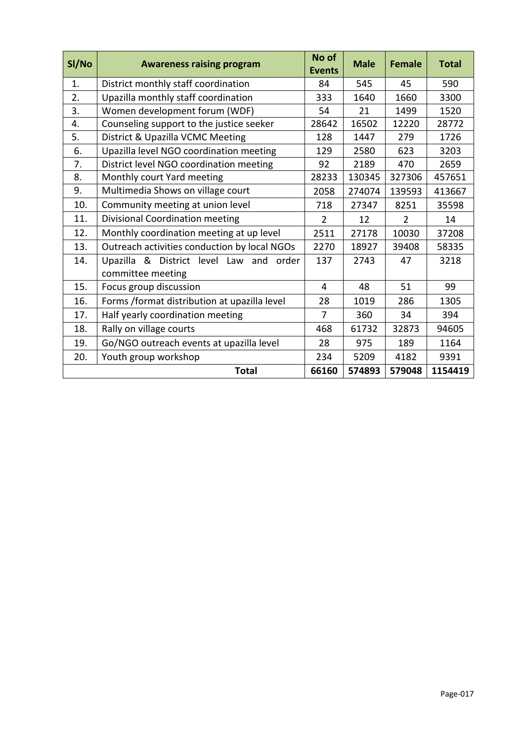| Sl/No | Awareness raising program | No of Events | Male | Female | Total |
|---|---|---|---|---|---|
| 1. | District monthly staff coordination | 84 | 545 | 45 | 590 |
| 2. | Upazilla monthly staff coordination | 333 | 1640 | 1660 | 3300 |
| 3. | Women development forum (WDF) | 54 | 21 | 1499 | 1520 |
| 4. | Counseling support to the justice seeker | 28642 | 16502 | 12220 | 28772 |
| 5. | District & Upazilla VCMC Meeting | 128 | 1447 | 279 | 1726 |
| 6. | Upazilla level NGO coordination meeting | 129 | 2580 | 623 | 3203 |
| 7. | District level NGO coordination meeting | 92 | 2189 | 470 | 2659 |
| 8. | Monthly court Yard meeting | 28233 | 130345 | 327306 | 457651 |
| 9. | Multimedia Shows on village court | 2058 | 274074 | 139593 | 413667 |
| 10. | Community meeting at union level | 718 | 27347 | 8251 | 35598 |
| 11. | Divisional Coordination meeting | 2 | 12 | 2 | 14 |
| 12. | Monthly coordination meeting at up level | 2511 | 27178 | 10030 | 37208 |
| 13. | Outreach activities conduction by local NGOs | 2270 | 18927 | 39408 | 58335 |
| 14. | Upazilla & District level Law and order committee meeting | 137 | 2743 | 47 | 3218 |
| 15. | Focus group discussion | 4 | 48 | 51 | 99 |
| 16. | Forms /format distribution at upazilla level | 28 | 1019 | 286 | 1305 |
| 17. | Half yearly coordination meeting | 7 | 360 | 34 | 394 |
| 18. | Rally on village courts | 468 | 61732 | 32873 | 94605 |
| 19. | Go/NGO outreach events at upazilla level | 28 | 975 | 189 | 1164 |
| 20. | Youth group workshop | 234 | 5209 | 4182 | 9391 |
| | **Total** | **66160** | **574893** | **579048** | **1154419** |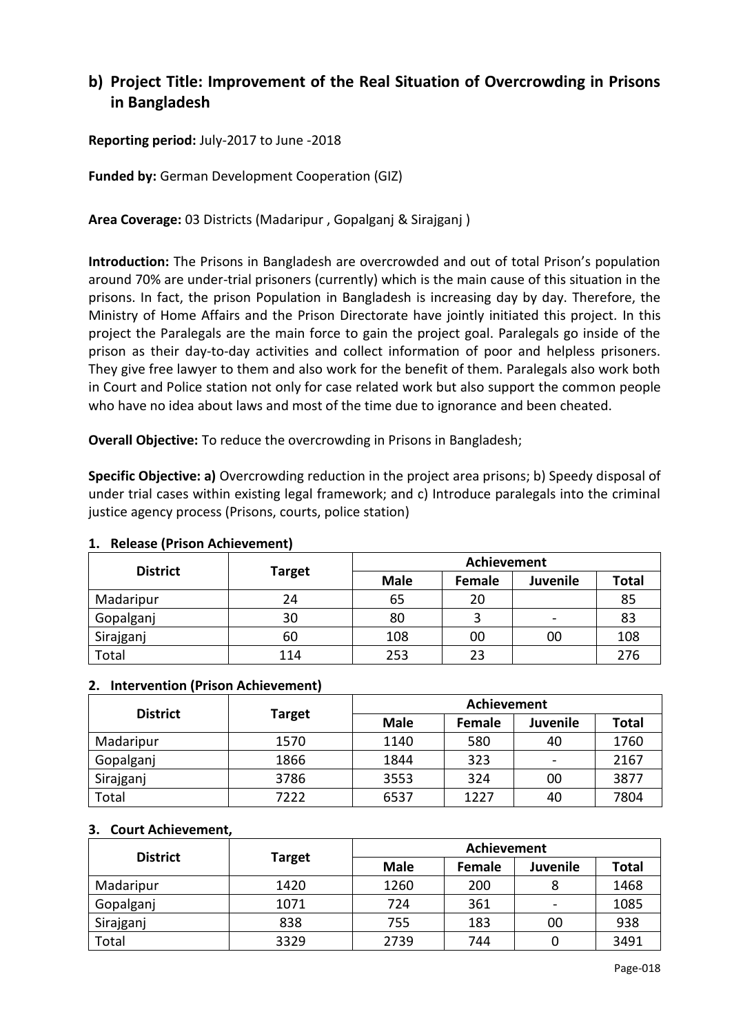## b) Project Title: Improvement of the Real Situation of Overcrowding in Prisons in Bangladesh

**Reporting period:** July-2017 to June -2018

**Funded by:** German Development Cooperation (GIZ)

**Area Coverage:** 03 Districts (Madaripur , Gopalganj & Sirajganj )

**Introduction:** The Prisons in Bangladesh are overcrowded and out of total Prison's population around 70% are under-trial prisoners (currently) which is the main cause of this situation in the prisons. In fact, the prison Population in Bangladesh is increasing day by day. Therefore, the Ministry of Home Affairs and the Prison Directorate have jointly initiated this project. In this project the Paralegals are the main force to gain the project goal. Paralegals go inside of the prison as their day-to-day activities and collect information of poor and helpless prisoners. They give free lawyer to them and also work for the benefit of them. Paralegals also work both in Court and Police station not only for case related work but also support the common people who have no idea about laws and most of the time due to ignorance and been cheated.

**Overall Objective:** To reduce the overcrowding in Prisons in Bangladesh;

**Specific Objective: a)** Overcrowding reduction in the project area prisons; b) Speedy disposal of under trial cases within existing legal framework; and c) Introduce paralegals into the criminal justice agency process (Prisons, courts, police station)

### 1. Release (Prison Achievement)

| District | Target | Achievement | | | |
|---|---|---|---|---|---|
| | | Male | Female | Juvenile | Total |
| Madaripur | 24 | 65 | 20 | | 85 |
| Gopalganj | 30 | 80 | 3 | - | 83 |
| Sirajganj | 60 | 108 | 00 | 00 | 108 |
| Total | 114 | 253 | 23 | | 276 |

### 2. Intervention (Prison Achievement)

| District | Target | Achievement | | | |
|---|---|---|---|---|---|
| | | Male | Female | Juvenile | Total |
| Madaripur | 1570 | 1140 | 580 | 40 | 1760 |
| Gopalganj | 1866 | 1844 | 323 | - | 2167 |
| Sirajganj | 3786 | 3553 | 324 | 00 | 3877 |
| Total | 7222 | 6537 | 1227 | 40 | 7804 |

### 3. Court Achievement,

| District | Target | Achievement | | | |
|---|---|---|---|---|---|
| | | Male | Female | Juvenile | Total |
| Madaripur | 1420 | 1260 | 200 | 8 | 1468 |
| Gopalganj | 1071 | 724 | 361 | - | 1085 |
| Sirajganj | 838 | 755 | 183 | 00 | 938 |
| Total | 3329 | 2739 | 744 | 0 | 3491 |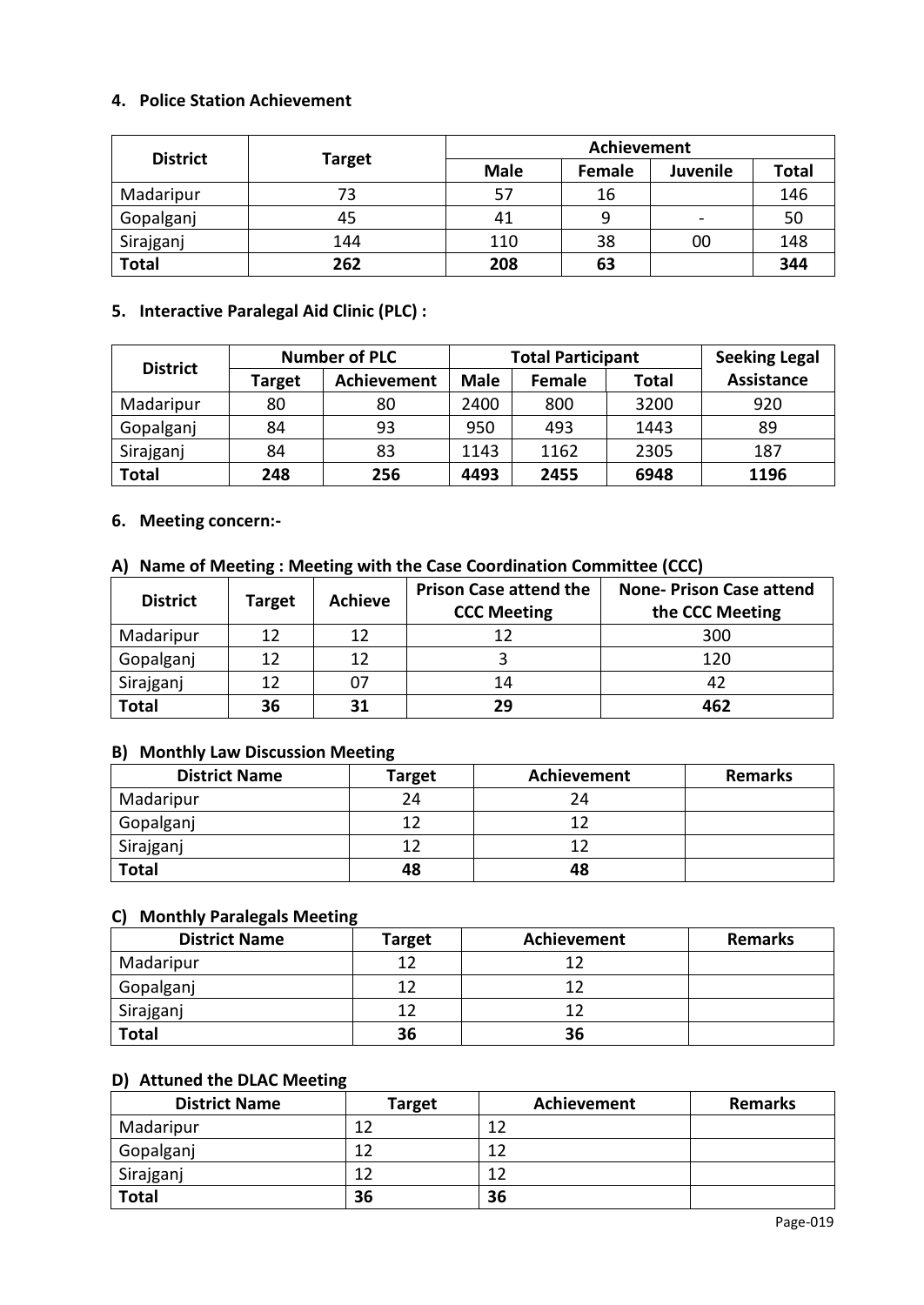### 4. Police Station Achievement

| District | Target | Achievement | | | |
|---|---|---|---|---|---|
| | | Male | Female | Juvenile | Total |
| Madaripur | 73 | 57 | 16 | | 146 |
| Gopalganj | 45 | 41 | 9 | - | 50 |
| Sirajganj | 144 | 110 | 38 | 00 | 148 |
| **Total** | **262** | **208** | **63** | | **344** |

### 5. Interactive Paralegal Aid Clinic (PLC) :

| District | Number of PLC | | Total Participant | | | Seeking Legal Assistance |
|---|---|---|---|---|---|---|
| | Target | Achievement | Male | Female | Total | |
| Madaripur | 80 | 80 | 2400 | 800 | 3200 | 920 |
| Gopalganj | 84 | 93 | 950 | 493 | 1443 | 89 |
| Sirajganj | 84 | 83 | 1143 | 1162 | 2305 | 187 |
| **Total** | **248** | **256** | **4493** | **2455** | **6948** | **1196** |

### 6. Meeting concern:-

#### A) Name of Meeting : Meeting with the Case Coordination Committee (CCC)

| District | Target | Achieve | Prison Case attend the CCC Meeting | None- Prison Case attend the CCC Meeting |
|---|---|---|---|---|
| Madaripur | 12 | 12 | 12 | 300 |
| Gopalganj | 12 | 12 | 3 | 120 |
| Sirajganj | 12 | 07 | 14 | 42 |
| **Total** | **36** | **31** | **29** | **462** |

#### B) Monthly Law Discussion Meeting

| District Name | Target | Achievement | Remarks |
|---|---|---|---|
| Madaripur | 24 | 24 | |
| Gopalganj | 12 | 12 | |
| Sirajganj | 12 | 12 | |
| **Total** | **48** | **48** | |

#### C) Monthly Paralegals Meeting

| District Name | Target | Achievement | Remarks |
|---|---|---|---|
| Madaripur | 12 | 12 | |
| Gopalganj | 12 | 12 | |
| Sirajganj | 12 | 12 | |
| **Total** | **36** | **36** | |

#### D) Attuned the DLAC Meeting

| District Name | Target | Achievement | Remarks |
|---|---|---|---|
| Madaripur | 12 | 12 | |
| Gopalganj | 12 | 12 | |
| Sirajganj | 12 | 12 | |
| **Total** | **36** | **36** | |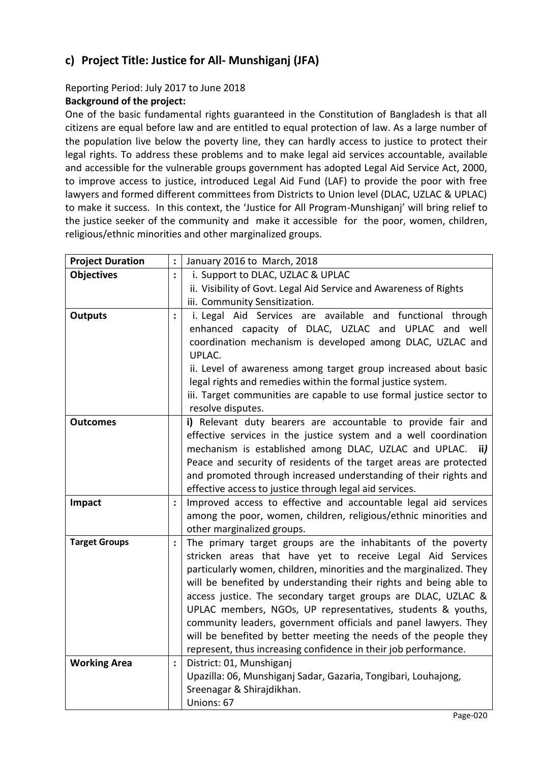## c) Project Title: Justice for All- Munshiganj (JFA)

Reporting Period: July 2017 to June 2018

**Background of the project:**

One of the basic fundamental rights guaranteed in the Constitution of Bangladesh is that all citizens are equal before law and are entitled to equal protection of law. As a large number of the population live below the poverty line, they can hardly access to justice to protect their legal rights. To address these problems and to make legal aid services accountable, available and accessible for the vulnerable groups government has adopted Legal Aid Service Act, 2000, to improve access to justice, introduced Legal Aid Fund (LAF) to provide the poor with free lawyers and formed different committees from Districts to Union level (DLAC, UZLAC & UPLAC) to make it success. In this context, the 'Justice for All Program-Munshiganj' will bring relief to the justice seeker of the community and make it accessible for the poor, women, children, religious/ethnic minorities and other marginalized groups.

| **Project Duration** | : | January 2016 to March, 2018 |
|---|---|---|
| **Objectives** | : | i. Support to DLAC, UZLAC & UPLAC<br>ii. Visibility of Govt. Legal Aid Service and Awareness of Rights<br>iii. Community Sensitization. |
| **Outputs** | : | i. Legal Aid Services are available and functional through enhanced capacity of DLAC, UZLAC and UPLAC and well coordination mechanism is developed among DLAC, UZLAC and UPLAC.<br>ii. Level of awareness among target group increased about basic legal rights and remedies within the formal justice system.<br>iii. Target communities are capable to use formal justice sector to resolve disputes. |
| **Outcomes** | | **i)** Relevant duty bearers are accountable to provide fair and effective services in the justice system and a well coordination mechanism is established among DLAC, UZLAC and UPLAC. ***ii)*** Peace and security of residents of the target areas are protected and promoted through increased understanding of their rights and effective access to justice through legal aid services. |
| **Impact** | : | Improved access to effective and accountable legal aid services among the poor, women, children, religious/ethnic minorities and other marginalized groups. |
| **Target Groups** | : | The primary target groups are the inhabitants of the poverty stricken areas that have yet to receive Legal Aid Services particularly women, children, minorities and the marginalized. They will be benefited by understanding their rights and being able to access justice. The secondary target groups are DLAC, UZLAC & UPLAC members, NGOs, UP representatives, students & youths, community leaders, government officials and panel lawyers. They will be benefited by better meeting the needs of the people they represent, thus increasing confidence in their job performance. |
| **Working Area** | : | District: 01, Munshiganj<br>Upazilla: 06, Munshiganj Sadar, Gazaria, Tongibari, Louhajong, Sreenagar & Shirajdikhan.<br>Unions: 67 |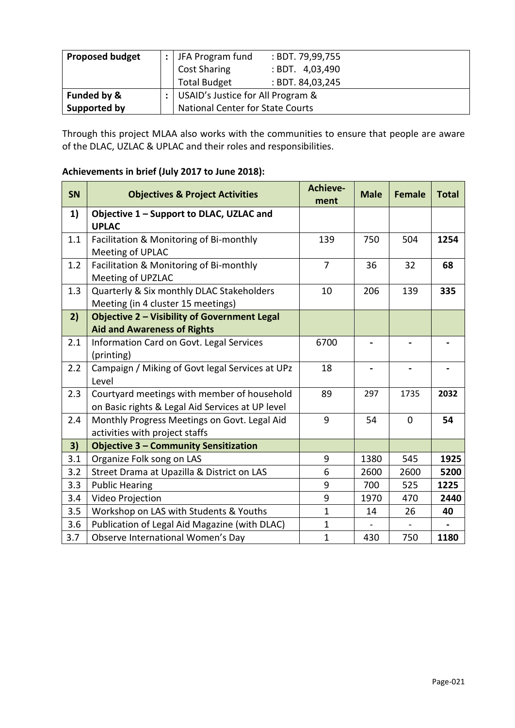| Proposed budget | : | JFA Program fund : BDT. 79,99,755<br>Cost Sharing : BDT. 4,03,490<br>Total Budget : BDT. 84,03,245 |
|---|---|---|
| **Funded by & Supported by** | : | USAID's Justice for All Program & National Center for State Courts |

Through this project MLAA also works with the communities to ensure that people are aware of the DLAC, UZLAC & UPLAC and their roles and responsibilities.

**Achievements in brief (July 2017 to June 2018):**

| SN | Objectives & Project Activities | Achieve-ment | Male | Female | Total |
|---|---|---|---|---|---|
| **1)** | **Objective 1 – Support to DLAC, UZLAC and UPLAC** | | | | |
| 1.1 | Facilitation & Monitoring of Bi-monthly Meeting of UPLAC | 139 | 750 | 504 | **1254** |
| 1.2 | Facilitation & Monitoring of Bi-monthly Meeting of UPZLAC | 7 | 36 | 32 | **68** |
| 1.3 | Quarterly & Six monthly DLAC Stakeholders Meeting (in 4 cluster 15 meetings) | 10 | 206 | 139 | **335** |
| **2)** | **Objective 2 – Visibility of Government Legal Aid and Awareness of Rights** | | | | |
| 2.1 | Information Card on Govt. Legal Services (printing) | 6700 | - | - | - |
| 2.2 | Campaign / Miking of Govt legal Services at UPz Level | 18 | - | - | - |
| 2.3 | Courtyard meetings with member of household on Basic rights & Legal Aid Services at UP level | 89 | 297 | 1735 | **2032** |
| 2.4 | Monthly Progress Meetings on Govt. Legal Aid activities with project staffs | 9 | 54 | 0 | **54** |
| **3)** | **Objective 3 – Community Sensitization** | | | | |
| 3.1 | Organize Folk song on LAS | 9 | 1380 | 545 | **1925** |
| 3.2 | Street Drama at Upazilla & District on LAS | 6 | 2600 | 2600 | **5200** |
| 3.3 | Public Hearing | 9 | 700 | 525 | **1225** |
| 3.4 | Video Projection | 9 | 1970 | 470 | **2440** |
| 3.5 | Workshop on LAS with Students & Youths | 1 | 14 | 26 | **40** |
| 3.6 | Publication of Legal Aid Magazine (with DLAC) | 1 | - | - | - |
| 3.7 | Observe International Women's Day | 1 | 430 | 750 | **1180** |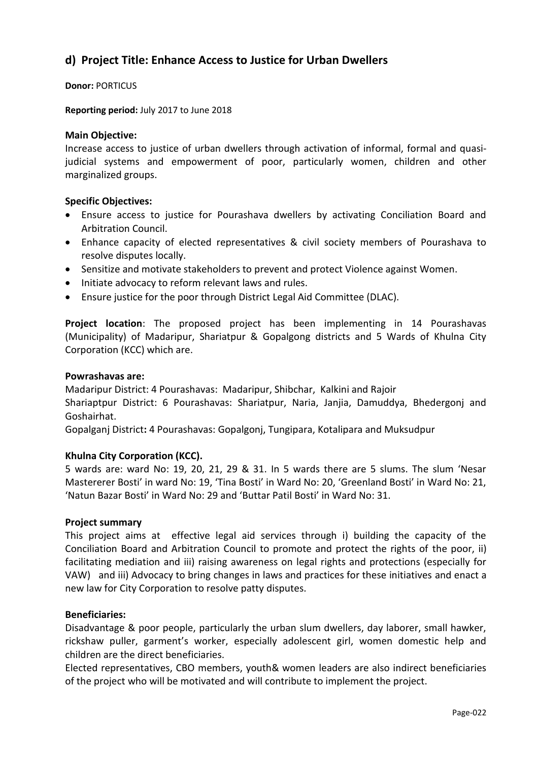## d) Project Title: Enhance Access to Justice for Urban Dwellers

**Donor:** PORTICUS

**Reporting period:** July 2017 to June 2018

**Main Objective:**

Increase access to justice of urban dwellers through activation of informal, formal and quasi-judicial systems and empowerment of poor, particularly women, children and other marginalized groups.

**Specific Objectives:**

- Ensure access to justice for Pourashava dwellers by activating Conciliation Board and Arbitration Council.
- Enhance capacity of elected representatives & civil society members of Pourashava to resolve disputes locally.
- Sensitize and motivate stakeholders to prevent and protect Violence against Women.
- Initiate advocacy to reform relevant laws and rules.
- Ensure justice for the poor through District Legal Aid Committee (DLAC).

**Project location**: The proposed project has been implementing in 14 Pourashavas (Municipality) of Madaripur, Shariatpur & Gopalgong districts and 5 Wards of Khulna City Corporation (KCC) which are.

**Powrashavas are:**

Madaripur District: 4 Pourashavas: Madaripur, Shibchar, Kalkini and Rajoir

Shariaptpur District: 6 Pourashavas: Shariatpur, Naria, Janjia, Damuddya, Bhedergonj and Goshairhat.

Gopalganj District**:** 4 Pourashavas: Gopalgonj, Tungipara, Kotalipara and Muksudpur

**Khulna City Corporation (KCC).**

5 wards are: ward No: 19, 20, 21, 29 & 31. In 5 wards there are 5 slums. The slum 'Nesar Mastererer Bosti' in ward No: 19, 'Tina Bosti' in Ward No: 20, 'Greenland Bosti' in Ward No: 21, 'Natun Bazar Bosti' in Ward No: 29 and 'Buttar Patil Bosti' in Ward No: 31.

**Project summary**

This project aims at effective legal aid services through i) building the capacity of the Conciliation Board and Arbitration Council to promote and protect the rights of the poor, ii) facilitating mediation and iii) raising awareness on legal rights and protections (especially for VAW) and iii) Advocacy to bring changes in laws and practices for these initiatives and enact a new law for City Corporation to resolve patty disputes.

**Beneficiaries:**

Disadvantage & poor people, particularly the urban slum dwellers, day laborer, small hawker, rickshaw puller, garment's worker, especially adolescent girl, women domestic help and children are the direct beneficiaries.

Elected representatives, CBO members, youth& women leaders are also indirect beneficiaries of the project who will be motivated and will contribute to implement the project.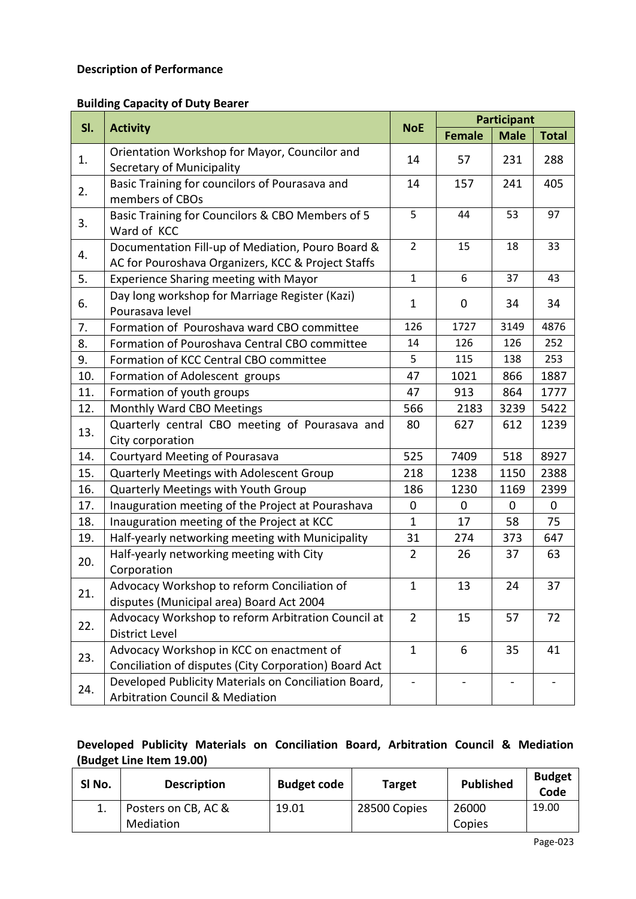**Description of Performance**

**Building Capacity of Duty Bearer**

| Sl. | Activity | NoE | Participant | | |
|---|---|---|---|---|---|
| | | | Female | Male | Total |
| 1. | Orientation Workshop for Mayor, Councilor and Secretary of Municipality | 14 | 57 | 231 | 288 |
| 2. | Basic Training for councilors of Pourasava and members of CBOs | 14 | 157 | 241 | 405 |
| 3. | Basic Training for Councilors & CBO Members of 5 Ward of KCC | 5 | 44 | 53 | 97 |
| 4. | Documentation Fill-up of Mediation, Pouro Board & AC for Pouroshava Organizers, KCC & Project Staffs | 2 | 15 | 18 | 33 |
| 5. | Experience Sharing meeting with Mayor | 1 | 6 | 37 | 43 |
| 6. | Day long workshop for Marriage Register (Kazi) Pourasava level | 1 | 0 | 34 | 34 |
| 7. | Formation of Pouroshava ward CBO committee | 126 | 1727 | 3149 | 4876 |
| 8. | Formation of Pouroshava Central CBO committee | 14 | 126 | 126 | 252 |
| 9. | Formation of KCC Central CBO committee | 5 | 115 | 138 | 253 |
| 10. | Formation of Adolescent groups | 47 | 1021 | 866 | 1887 |
| 11. | Formation of youth groups | 47 | 913 | 864 | 1777 |
| 12. | Monthly Ward CBO Meetings | 566 | 2183 | 3239 | 5422 |
| 13. | Quarterly central CBO meeting of Pourasava and City corporation | 80 | 627 | 612 | 1239 |
| 14. | Courtyard Meeting of Pourasava | 525 | 7409 | 518 | 8927 |
| 15. | Quarterly Meetings with Adolescent Group | 218 | 1238 | 1150 | 2388 |
| 16. | Quarterly Meetings with Youth Group | 186 | 1230 | 1169 | 2399 |
| 17. | Inauguration meeting of the Project at Pourashava | 0 | 0 | 0 | 0 |
| 18. | Inauguration meeting of the Project at KCC | 1 | 17 | 58 | 75 |
| 19. | Half-yearly networking meeting with Municipality | 31 | 274 | 373 | 647 |
| 20. | Half-yearly networking meeting with City Corporation | 2 | 26 | 37 | 63 |
| 21. | Advocacy Workshop to reform Conciliation of disputes (Municipal area) Board Act 2004 | 1 | 13 | 24 | 37 |
| 22. | Advocacy Workshop to reform Arbitration Council at District Level | 2 | 15 | 57 | 72 |
| 23. | Advocacy Workshop in KCC on enactment of Conciliation of disputes (City Corporation) Board Act | 1 | 6 | 35 | 41 |
| 24. | Developed Publicity Materials on Conciliation Board, Arbitration Council & Mediation | - | - | - | - |

**Developed Publicity Materials on Conciliation Board, Arbitration Council & Mediation (Budget Line Item 19.00)**

| Sl No. | Description | Budget code | Target | Published | Budget Code |
|---|---|---|---|---|---|
| 1. | Posters on CB, AC & Mediation | 19.01 | 28500 Copies | 26000 Copies | 19.00 |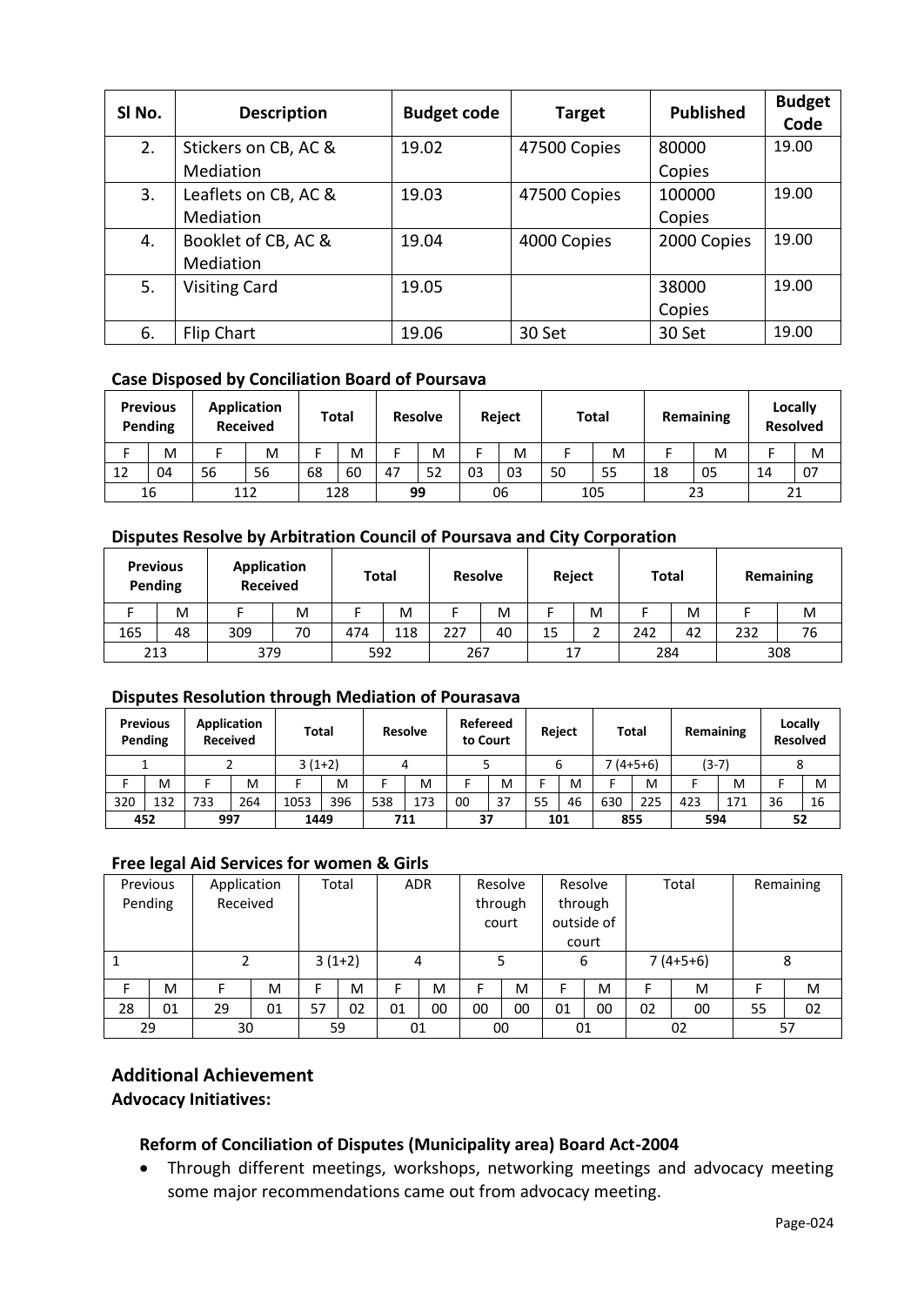| Sl No. | Description | Budget code | Target | Published | Budget Code |
|---|---|---|---|---|---|
| 2. | Stickers on CB, AC & Mediation | 19.02 | 47500 Copies | 80000 Copies | 19.00 |
| 3. | Leaflets on CB, AC & Mediation | 19.03 | 47500 Copies | 100000 Copies | 19.00 |
| 4. | Booklet of CB, AC & Mediation | 19.04 | 4000 Copies | 2000 Copies | 19.00 |
| 5. | Visiting Card | 19.05 | | 38000 Copies | 19.00 |
| 6. | Flip Chart | 19.06 | 30 Set | 30 Set | 19.00 |

**Case Disposed by Conciliation Board of Poursava**

| Previous Pending | | Application Received | | Total | | Resolve | | Reject | | Total | | Remaining | | Locally Resolved | |
|---|---|---|---|---|---|---|---|---|---|---|---|---|---|---|---|
| F | M | F | M | F | M | F | M | F | M | F | M | F | M | F | M |
| 12 | 04 | 56 | 56 | 68 | 60 | 47 | 52 | 03 | 03 | 50 | 55 | 18 | 05 | 14 | 07 |
| 16 | | 112 | | 128 | | 99 | | 06 | | 105 | | 23 | | 21 | |

**Disputes Resolve by Arbitration Council of Poursava and City Corporation**

| Previous Pending | | Application Received | | Total | | Resolve | | Reject | | Total | | Remaining | |
|---|---|---|---|---|---|---|---|---|---|---|---|---|---|
| F | M | F | M | F | M | F | M | F | M | F | M | F | M |
| 165 | 48 | 309 | 70 | 474 | 118 | 227 | 40 | 15 | 2 | 242 | 42 | 232 | 76 |
| 213 | | 379 | | 592 | | 267 | | 17 | | 284 | | 308 | |

**Disputes Resolution through Mediation of Pourasava**

| Previous Pending | | Application Received | | Total | | Resolve | | Refereed to Court | | Reject | | Total | | Remaining | | Locally Resolved | |
|---|---|---|---|---|---|---|---|---|---|---|---|---|---|---|---|---|---|
| 1 | | 2 | | 3 (1+2) | | 4 | | 5 | | 6 | | 7 (4+5+6) | | (3-7) | | 8 | |
| F | M | F | M | F | M | F | M | F | M | F | M | F | M | F | M | F | M |
| 320 | 132 | 733 | 264 | 1053 | 396 | 538 | 173 | 00 | 37 | 55 | 46 | 630 | 225 | 423 | 171 | 36 | 16 |
| **452** | | **997** | | **1449** | | **711** | | **37** | | **101** | | **855** | | **594** | | **52** | |

**Free legal Aid Services for women & Girls**

| Previous Pending | | Application Received | | Total | | ADR | | Resolve through court | | Resolve through outside of court | | Total | | Remaining | |
|---|---|---|---|---|---|---|---|---|---|---|---|---|---|---|---|
| 1 | | 2 | | 3 (1+2) | | 4 | | 5 | | 6 | | 7 (4+5+6) | | 8 | |
| F | M | F | M | F | M | F | M | F | M | F | M | F | M | F | M |
| 28 | 01 | 29 | 01 | 57 | 02 | 01 | 00 | 00 | 00 | 01 | 00 | 02 | 00 | 55 | 02 |
| 29 | | 30 | | 59 | | 01 | | 00 | | 01 | | 02 | | 57 | |

## Additional Achievement

**Advocacy Initiatives:**

**Reform of Conciliation of Disputes (Municipality area) Board Act-2004**

- Through different meetings, workshops, networking meetings and advocacy meeting some major recommendations came out from advocacy meeting.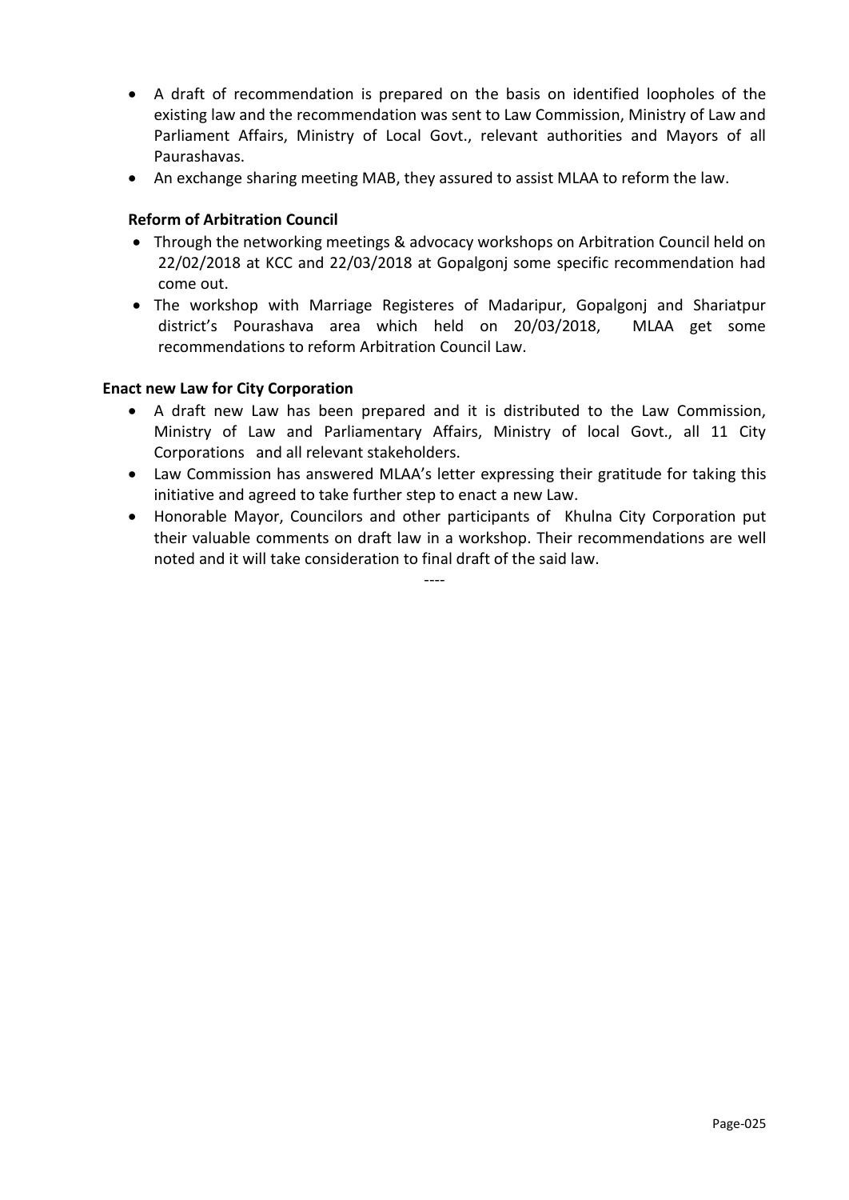- A draft of recommendation is prepared on the basis on identified loopholes of the existing law and the recommendation was sent to Law Commission, Ministry of Law and Parliament Affairs, Ministry of Local Govt., relevant authorities and Mayors of all Paurashavas.
- An exchange sharing meeting MAB, they assured to assist MLAA to reform the law.

**Reform of Arbitration Council**

- Through the networking meetings & advocacy workshops on Arbitration Council held on 22/02/2018 at KCC and 22/03/2018 at Gopalgonj some specific recommendation had come out.
- The workshop with Marriage Registeres of Madaripur, Gopalgonj and Shariatpur district's Pourashava area which held on 20/03/2018, MLAA get some recommendations to reform Arbitration Council Law.

**Enact new Law for City Corporation**

- A draft new Law has been prepared and it is distributed to the Law Commission, Ministry of Law and Parliamentary Affairs, Ministry of local Govt., all 11 City Corporations and all relevant stakeholders.
- Law Commission has answered MLAA's letter expressing their gratitude for taking this initiative and agreed to take further step to enact a new Law.
- Honorable Mayor, Councilors and other participants of Khulna City Corporation put their valuable comments on draft law in a workshop. Their recommendations are well noted and it will take consideration to final draft of the said law.

----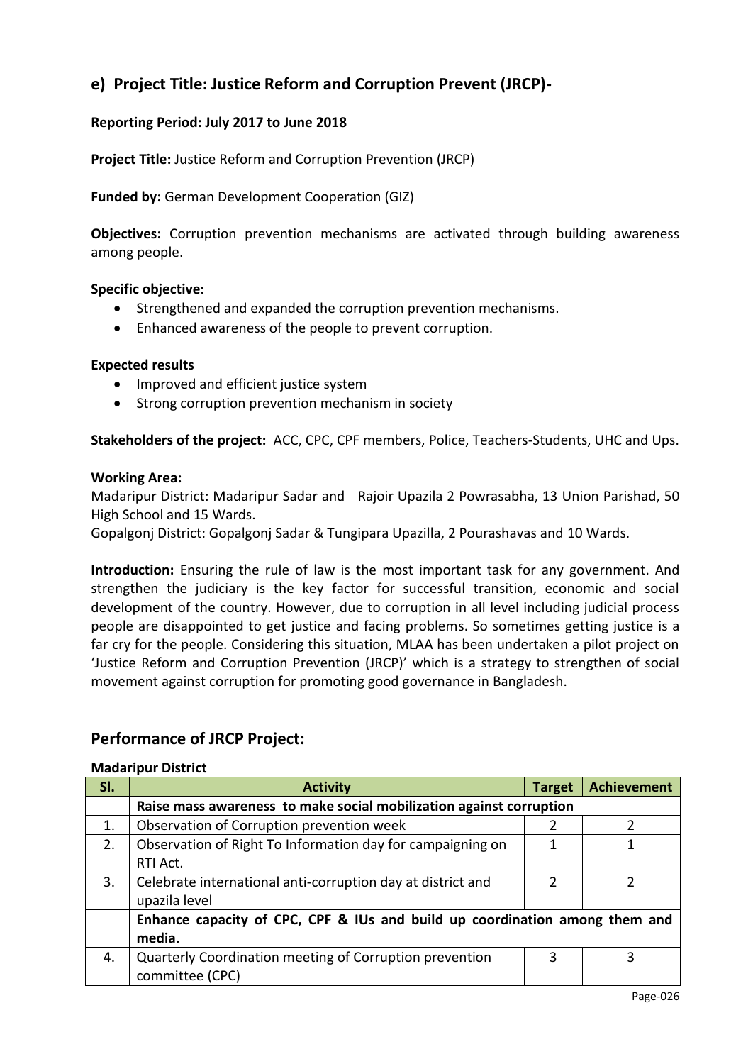## e) Project Title: Justice Reform and Corruption Prevent (JRCP)-

**Reporting Period: July 2017 to June 2018**

**Project Title:** Justice Reform and Corruption Prevention (JRCP)

**Funded by:** German Development Cooperation (GIZ)

**Objectives:** Corruption prevention mechanisms are activated through building awareness among people.

**Specific objective:**

- Strengthened and expanded the corruption prevention mechanisms.
- Enhanced awareness of the people to prevent corruption.

**Expected results**

- Improved and efficient justice system
- Strong corruption prevention mechanism in society

**Stakeholders of the project:** ACC, CPC, CPF members, Police, Teachers-Students, UHC and Ups.

**Working Area:**
Madaripur District: Madaripur Sadar and Rajoir Upazila 2 Powrasabha, 13 Union Parishad, 50 High School and 15 Wards.
Gopalgonj District: Gopalgonj Sadar & Tungipara Upazilla, 2 Pourashavas and 10 Wards.

**Introduction:** Ensuring the rule of law is the most important task for any government. And strengthen the judiciary is the key factor for successful transition, economic and social development of the country. However, due to corruption in all level including judicial process people are disappointed to get justice and facing problems. So sometimes getting justice is a far cry for the people. Considering this situation, MLAA has been undertaken a pilot project on 'Justice Reform and Corruption Prevention (JRCP)' which is a strategy to strengthen of social movement against corruption for promoting good governance in Bangladesh.

## Performance of JRCP Project:

**Madaripur District**

| Sl. | Activity | Target | Achievement |
|---|---|---|---|
| | **Raise mass awareness to make social mobilization against corruption** | | |
| 1. | Observation of Corruption prevention week | 2 | 2 |
| 2. | Observation of Right To Information day for campaigning on RTI Act. | 1 | 1 |
| 3. | Celebrate international anti-corruption day at district and upazila level | 2 | 2 |
| | **Enhance capacity of CPC, CPF & IUs and build up coordination among them and media.** | | |
| 4. | Quarterly Coordination meeting of Corruption prevention committee (CPC) | 3 | 3 |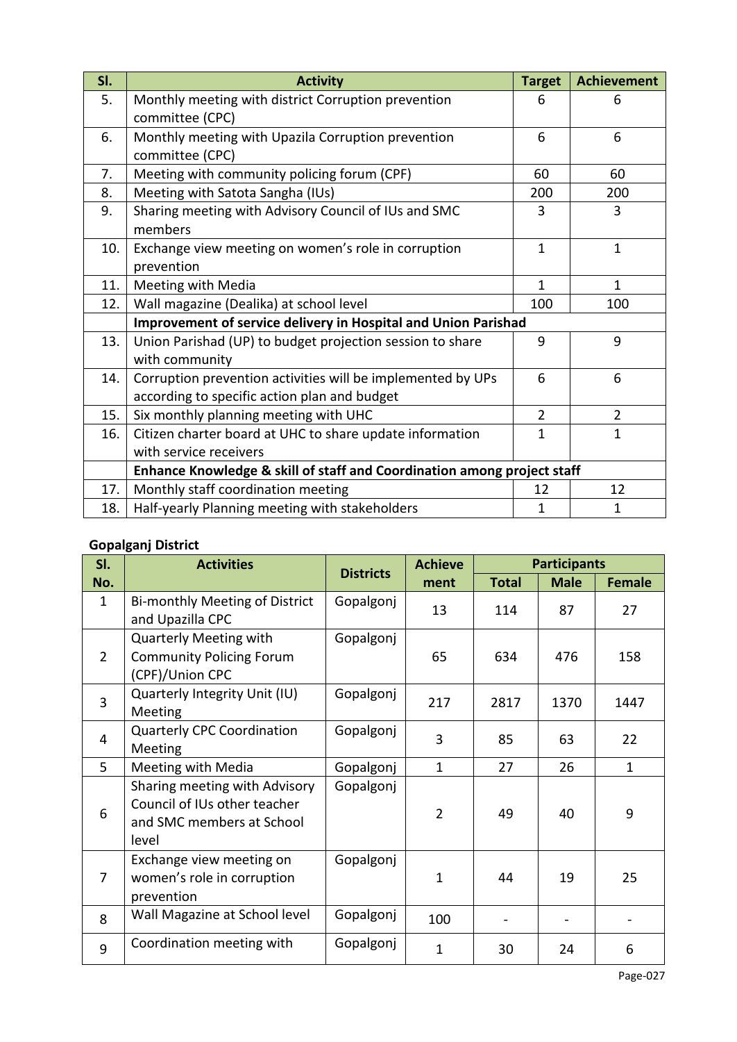| Sl. | Activity | Target | Achievement |
|---|---|---|---|
| 5. | Monthly meeting with district Corruption prevention committee (CPC) | 6 | 6 |
| 6. | Monthly meeting with Upazila Corruption prevention committee (CPC) | 6 | 6 |
| 7. | Meeting with community policing forum (CPF) | 60 | 60 |
| 8. | Meeting with Satota Sangha (IUs) | 200 | 200 |
| 9. | Sharing meeting with Advisory Council of IUs and SMC members | 3 | 3 |
| 10. | Exchange view meeting on women's role in corruption prevention | 1 | 1 |
| 11. | Meeting with Media | 1 | 1 |
| 12. | Wall magazine (Dealika) at school level | 100 | 100 |
| | **Improvement of service delivery in Hospital and Union Parishad** | | |
| 13. | Union Parishad (UP) to budget projection session to share with community | 9 | 9 |
| 14. | Corruption prevention activities will be implemented by UPs according to specific action plan and budget | 6 | 6 |
| 15. | Six monthly planning meeting with UHC | 2 | 2 |
| 16. | Citizen charter board at UHC to share update information with service receivers | 1 | 1 |
| | **Enhance Knowledge & skill of staff and Coordination among project staff** | | |
| 17. | Monthly staff coordination meeting | 12 | 12 |
| 18. | Half-yearly Planning meeting with stakeholders | 1 | 1 |

**Gopalganj District**

| Sl. No. | Activities | Districts | Achievement | Participants | | |
|---|---|---|---|---|---|---|
| | | | | Total | Male | Female |
| 1 | Bi-monthly Meeting of District and Upazilla CPC | Gopalgonj | 13 | 114 | 87 | 27 |
| 2 | Quarterly Meeting with Community Policing Forum (CPF)/Union CPC | Gopalgonj | 65 | 634 | 476 | 158 |
| 3 | Quarterly Integrity Unit (IU) Meeting | Gopalgonj | 217 | 2817 | 1370 | 1447 |
| 4 | Quarterly CPC Coordination Meeting | Gopalgonj | 3 | 85 | 63 | 22 |
| 5 | Meeting with Media | Gopalgonj | 1 | 27 | 26 | 1 |
| 6 | Sharing meeting with Advisory Council of IUs other teacher and SMC members at School level | Gopalgonj | 2 | 49 | 40 | 9 |
| 7 | Exchange view meeting on women's role in corruption prevention | Gopalgonj | 1 | 44 | 19 | 25 |
| 8 | Wall Magazine at School level | Gopalgonj | 100 | - | - | - |
| 9 | Coordination meeting with | Gopalgonj | 1 | 30 | 24 | 6 |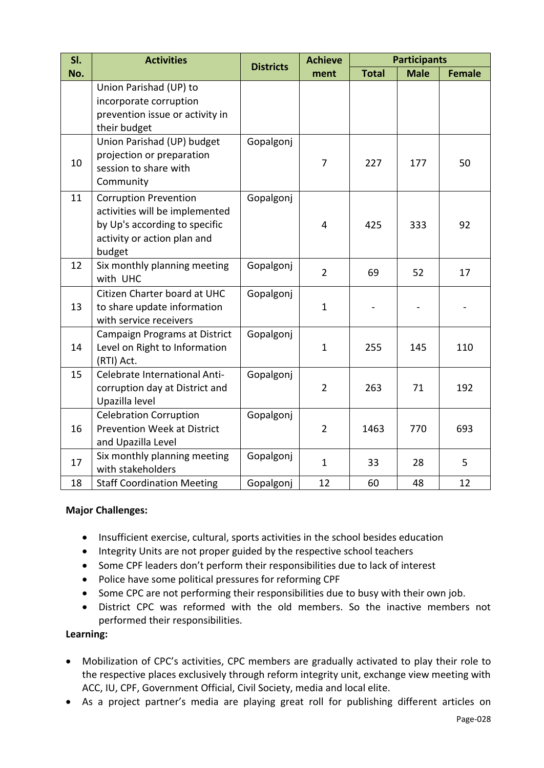| Sl. No. | Activities | Districts | Achievement | Participants | | |
|---|---|---|---|---|---|---|
| | | | | Total | Male | Female |
| | Union Parishad (UP) to incorporate corruption prevention issue or activity in their budget | | | | | |
| 10 | Union Parishad (UP) budget projection or preparation session to share with Community | Gopalgonj | 7 | 227 | 177 | 50 |
| 11 | Corruption Prevention activities will be implemented by Up's according to specific activity or action plan and budget | Gopalgonj | 4 | 425 | 333 | 92 |
| 12 | Six monthly planning meeting with UHC | Gopalgonj | 2 | 69 | 52 | 17 |
| 13 | Citizen Charter board at UHC to share update information with service receivers | Gopalgonj | 1 | - | - | - |
| 14 | Campaign Programs at District Level on Right to Information (RTI) Act. | Gopalgonj | 1 | 255 | 145 | 110 |
| 15 | Celebrate International Anti-corruption day at District and Upazilla level | Gopalgonj | 2 | 263 | 71 | 192 |
| 16 | Celebration Corruption Prevention Week at District and Upazilla Level | Gopalgonj | 2 | 1463 | 770 | 693 |
| 17 | Six monthly planning meeting with stakeholders | Gopalgonj | 1 | 33 | 28 | 5 |
| 18 | Staff Coordination Meeting | Gopalgonj | 12 | 60 | 48 | 12 |

**Major Challenges:**

- Insufficient exercise, cultural, sports activities in the school besides education
- Integrity Units are not proper guided by the respective school teachers
- Some CPF leaders don't perform their responsibilities due to lack of interest
- Police have some political pressures for reforming CPF
- Some CPC are not performing their responsibilities due to busy with their own job.
- District CPC was reformed with the old members. So the inactive members not performed their responsibilities.

**Learning:**

- Mobilization of CPC's activities, CPC members are gradually activated to play their role to the respective places exclusively through reform integrity unit, exchange view meeting with ACC, IU, CPF, Government Official, Civil Society, media and local elite.
- As a project partner's media are playing great roll for publishing different articles on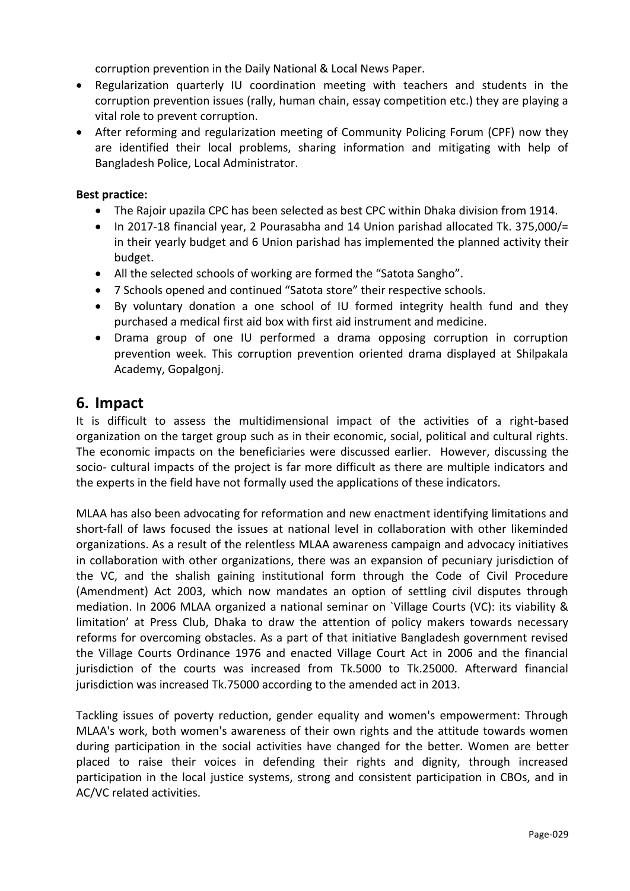corruption prevention in the Daily National & Local News Paper.

- Regularization quarterly IU coordination meeting with teachers and students in the corruption prevention issues (rally, human chain, essay competition etc.) they are playing a vital role to prevent corruption.
- After reforming and regularization meeting of Community Policing Forum (CPF) now they are identified their local problems, sharing information and mitigating with help of Bangladesh Police, Local Administrator.

**Best practice:**

- The Rajoir upazila CPC has been selected as best CPC within Dhaka division from 1914.
- In 2017-18 financial year, 2 Pourasabha and 14 Union parishad allocated Tk. 375,000/= in their yearly budget and 6 Union parishad has implemented the planned activity their budget.
- All the selected schools of working are formed the "Satota Sangho".
- 7 Schools opened and continued "Satota store" their respective schools.
- By voluntary donation a one school of IU formed integrity health fund and they purchased a medical first aid box with first aid instrument and medicine.
- Drama group of one IU performed a drama opposing corruption in corruption prevention week. This corruption prevention oriented drama displayed at Shilpakala Academy, Gopalgonj.

## 6. Impact

It is difficult to assess the multidimensional impact of the activities of a right-based organization on the target group such as in their economic, social, political and cultural rights. The economic impacts on the beneficiaries were discussed earlier. However, discussing the socio- cultural impacts of the project is far more difficult as there are multiple indicators and the experts in the field have not formally used the applications of these indicators.

MLAA has also been advocating for reformation and new enactment identifying limitations and short-fall of laws focused the issues at national level in collaboration with other likeminded organizations. As a result of the relentless MLAA awareness campaign and advocacy initiatives in collaboration with other organizations, there was an expansion of pecuniary jurisdiction of the VC, and the shalish gaining institutional form through the Code of Civil Procedure (Amendment) Act 2003, which now mandates an option of settling civil disputes through mediation. In 2006 MLAA organized a national seminar on `Village Courts (VC): its viability & limitation' at Press Club, Dhaka to draw the attention of policy makers towards necessary reforms for overcoming obstacles. As a part of that initiative Bangladesh government revised the Village Courts Ordinance 1976 and enacted Village Court Act in 2006 and the financial jurisdiction of the courts was increased from Tk.5000 to Tk.25000. Afterward financial jurisdiction was increased Tk.75000 according to the amended act in 2013.

Tackling issues of poverty reduction, gender equality and women's empowerment: Through MLAA's work, both women's awareness of their own rights and the attitude towards women during participation in the social activities have changed for the better. Women are better placed to raise their voices in defending their rights and dignity, through increased participation in the local justice systems, strong and consistent participation in CBOs, and in AC/VC related activities.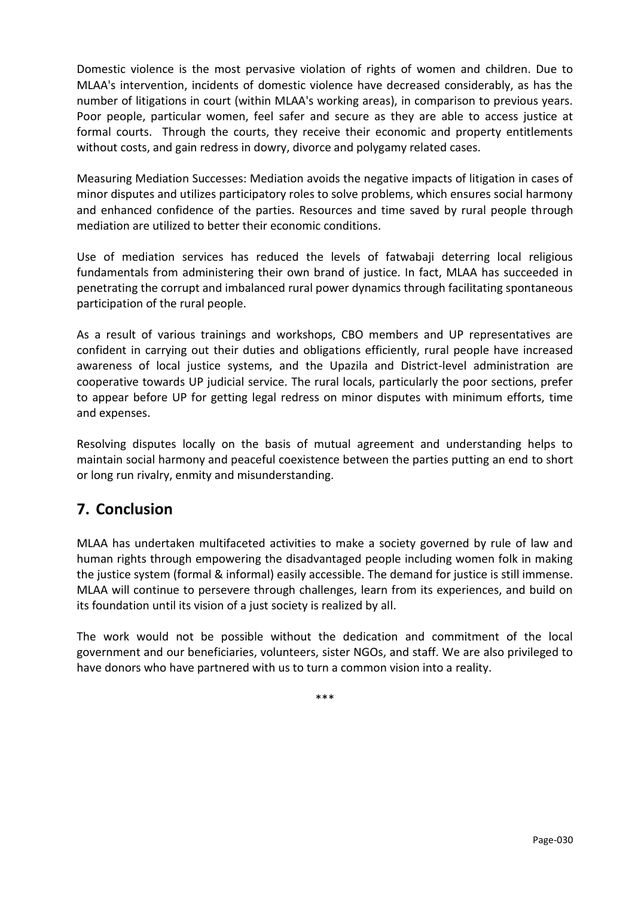Domestic violence is the most pervasive violation of rights of women and children. Due to MLAA's intervention, incidents of domestic violence have decreased considerably, as has the number of litigations in court (within MLAA's working areas), in comparison to previous years. Poor people, particular women, feel safer and secure as they are able to access justice at formal courts. Through the courts, they receive their economic and property entitlements without costs, and gain redress in dowry, divorce and polygamy related cases.

Measuring Mediation Successes: Mediation avoids the negative impacts of litigation in cases of minor disputes and utilizes participatory roles to solve problems, which ensures social harmony and enhanced confidence of the parties. Resources and time saved by rural people through mediation are utilized to better their economic conditions.

Use of mediation services has reduced the levels of fatwabaji deterring local religious fundamentals from administering their own brand of justice. In fact, MLAA has succeeded in penetrating the corrupt and imbalanced rural power dynamics through facilitating spontaneous participation of the rural people.

As a result of various trainings and workshops, CBO members and UP representatives are confident in carrying out their duties and obligations efficiently, rural people have increased awareness of local justice systems, and the Upazila and District-level administration are cooperative towards UP judicial service. The rural locals, particularly the poor sections, prefer to appear before UP for getting legal redress on minor disputes with minimum efforts, time and expenses.

Resolving disputes locally on the basis of mutual agreement and understanding helps to maintain social harmony and peaceful coexistence between the parties putting an end to short or long run rivalry, enmity and misunderstanding.

## 7. Conclusion

MLAA has undertaken multifaceted activities to make a society governed by rule of law and human rights through empowering the disadvantaged people including women folk in making the justice system (formal & informal) easily accessible. The demand for justice is still immense. MLAA will continue to persevere through challenges, learn from its experiences, and build on its foundation until its vision of a just society is realized by all.

The work would not be possible without the dedication and commitment of the local government and our beneficiaries, volunteers, sister NGOs, and staff. We are also privileged to have donors who have partnered with us to turn a common vision into a reality.

\*\*\*